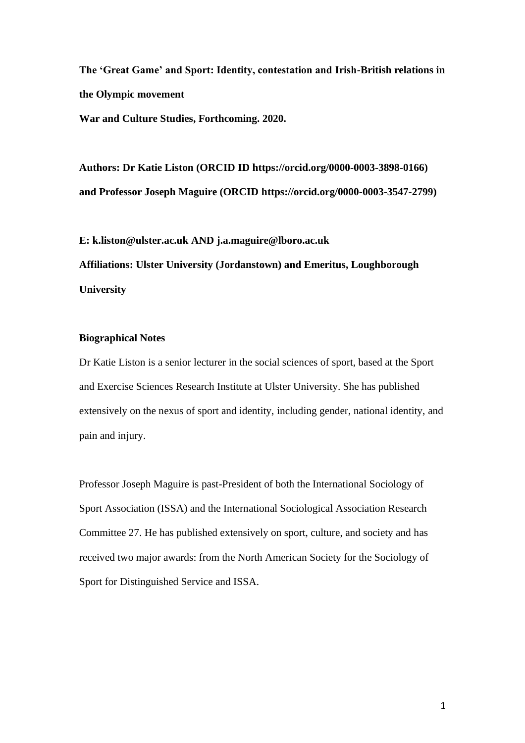**The 'Great Game' and Sport: Identity, contestation and Irish-British relations in the Olympic movement**

**War and Culture Studies, Forthcoming. 2020.**

**Authors: Dr Katie Liston (ORCID ID https://orcid.org/0000-0003-3898-0166) and Professor Joseph Maguire (ORCID https://orcid.org/0000-0003-3547-2799)**

**E: k.liston@ulster.ac.uk AND j.a.maguire@lboro.ac.uk**

**Affiliations: Ulster University (Jordanstown) and Emeritus, Loughborough University**

## Biographical Notes

Dr Katie Liston is a senior lecturer in the social sciences of sport, based at the Sport and Exercise Sciences Research Institute at Ulster University. She has published extensively on the nexus of sport and identity, including gender, national identity, and pain and injury.

Professor Joseph Maguire is past-President of both the International Sociology of Sport Association (ISSA) and the International Sociological Association Research Committee 27. He has published extensively on sport, culture, and society and has received two major awards: from the North American Society for the Sociology of Sport for Distinguished Service and ISSA.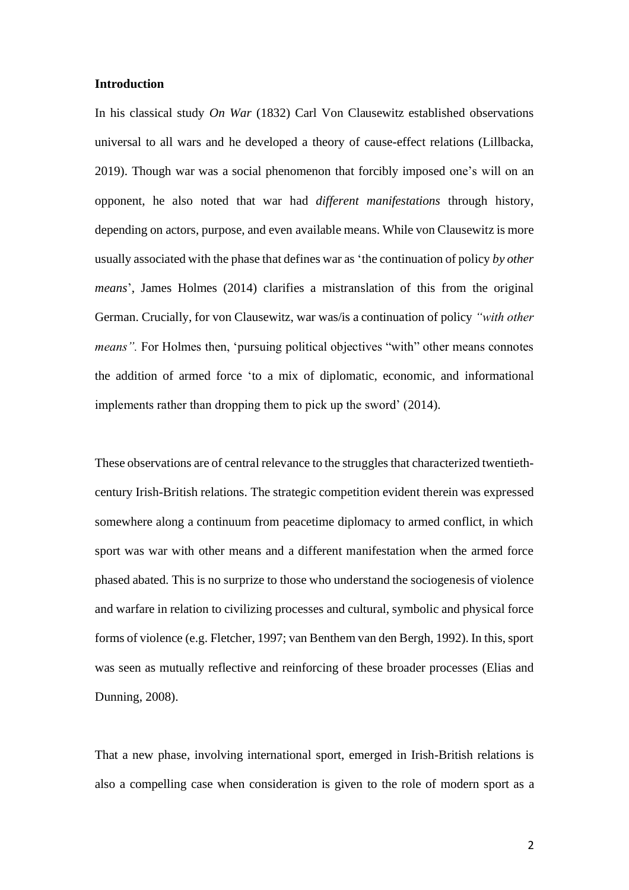## Introduction

In his classical study *On War* (1832) Carl Von Clausewitz established observations universal to all wars and he developed a theory of cause-effect relations (Lillbacka, 2019). Though war was a social phenomenon that forcibly imposed one's will on an opponent, he also noted that war had *different manifestations* through history, depending on actors, purpose, and even available means. While von Clausewitz is more usually associated with the phase that defines war as 'the continuation of policy *by other means*', James Holmes (2014) clarifies a mistranslation of this from the original German. Crucially, for von Clausewitz, war was/is a continuation of policy *"with other means"*. For Holmes then, 'pursuing political objectives "with" other means connotes the addition of armed force 'to a mix of diplomatic, economic, and informational implements rather than dropping them to pick up the sword' (2014).

These observations are of central relevance to the struggles that characterized twentieth-century Irish-British relations. The strategic competition evident therein was expressed somewhere along a continuum from peacetime diplomacy to armed conflict, in which sport was war with other means and a different manifestation when the armed force phased abated. This is no surprize to those who understand the sociogenesis of violence and warfare in relation to civilizing processes and cultural, symbolic and physical force forms of violence (e.g. Fletcher, 1997; van Benthem van den Bergh, 1992). In this, sport was seen as mutually reflective and reinforcing of these broader processes (Elias and Dunning, 2008).

That a new phase, involving international sport, emerged in Irish-British relations is also a compelling case when consideration is given to the role of modern sport as a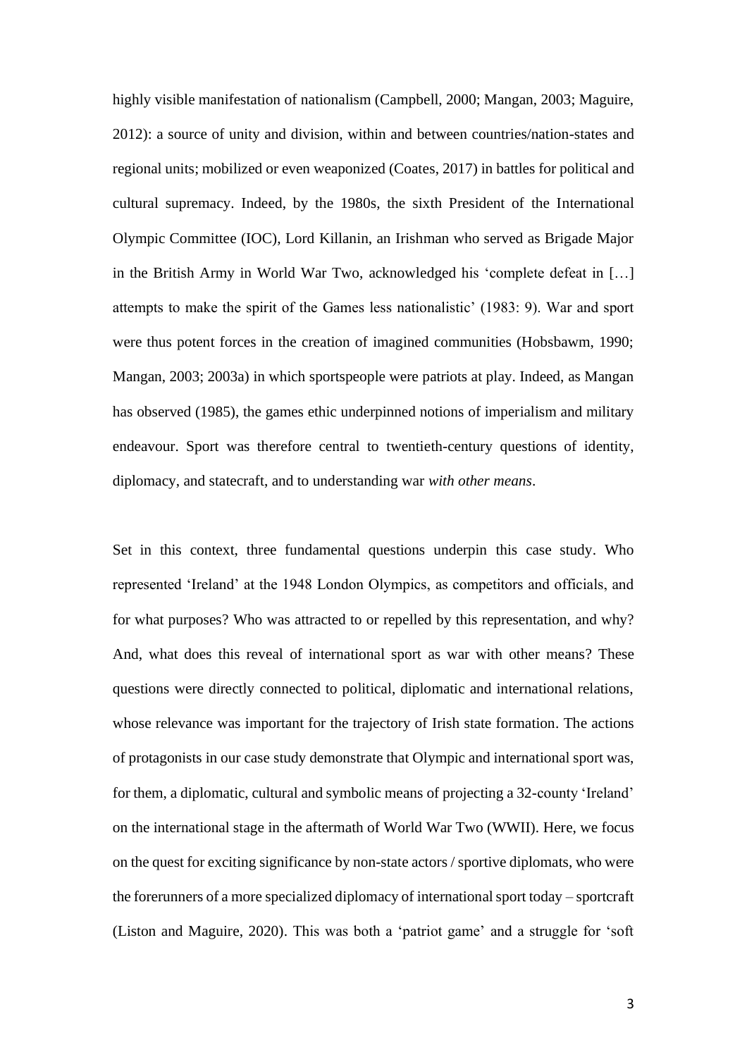highly visible manifestation of nationalism (Campbell, 2000; Mangan, 2003; Maguire, 2012): a source of unity and division, within and between countries/nation-states and regional units; mobilized or even weaponized (Coates, 2017) in battles for political and cultural supremacy. Indeed, by the 1980s, the sixth President of the International Olympic Committee (IOC), Lord Killanin, an Irishman who served as Brigade Major in the British Army in World War Two, acknowledged his 'complete defeat in […] attempts to make the spirit of the Games less nationalistic' (1983: 9). War and sport were thus potent forces in the creation of imagined communities (Hobsbawm, 1990; Mangan, 2003; 2003a) in which sportspeople were patriots at play. Indeed, as Mangan has observed (1985), the games ethic underpinned notions of imperialism and military endeavour. Sport was therefore central to twentieth-century questions of identity, diplomacy, and statecraft, and to understanding war *with other means*.

Set in this context, three fundamental questions underpin this case study. Who represented 'Ireland' at the 1948 London Olympics, as competitors and officials, and for what purposes? Who was attracted to or repelled by this representation, and why? And, what does this reveal of international sport as war with other means? These questions were directly connected to political, diplomatic and international relations, whose relevance was important for the trajectory of Irish state formation. The actions of protagonists in our case study demonstrate that Olympic and international sport was, for them, a diplomatic, cultural and symbolic means of projecting a 32-county 'Ireland' on the international stage in the aftermath of World War Two (WWII). Here, we focus on the quest for exciting significance by non-state actors / sportive diplomats, who were the forerunners of a more specialized diplomacy of international sport today – sportcraft (Liston and Maguire, 2020). This was both a 'patriot game' and a struggle for 'soft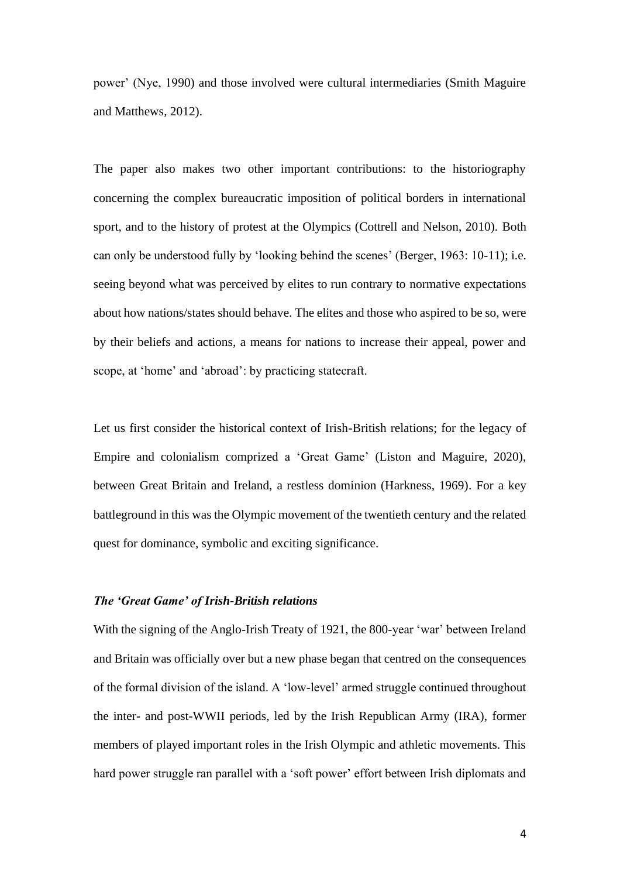power' (Nye, 1990) and those involved were cultural intermediaries (Smith Maguire and Matthews, 2012).

The paper also makes two other important contributions: to the historiography concerning the complex bureaucratic imposition of political borders in international sport, and to the history of protest at the Olympics (Cottrell and Nelson, 2010). Both can only be understood fully by 'looking behind the scenes' (Berger, 1963: 10-11); i.e. seeing beyond what was perceived by elites to run contrary to normative expectations about how nations/states should behave. The elites and those who aspired to be so, were by their beliefs and actions, a means for nations to increase their appeal, power and scope, at 'home' and 'abroad': by practicing statecraft.

Let us first consider the historical context of Irish-British relations; for the legacy of Empire and colonialism comprized a 'Great Game' (Liston and Maguire, 2020), between Great Britain and Ireland, a restless dominion (Harkness, 1969). For a key battleground in this was the Olympic movement of the twentieth century and the related quest for dominance, symbolic and exciting significance.

### *The 'Great Game' of Irish-British relations*

With the signing of the Anglo-Irish Treaty of 1921, the 800-year 'war' between Ireland and Britain was officially over but a new phase began that centred on the consequences of the formal division of the island. A 'low-level' armed struggle continued throughout the inter- and post-WWII periods, led by the Irish Republican Army (IRA), former members of played important roles in the Irish Olympic and athletic movements. This hard power struggle ran parallel with a 'soft power' effort between Irish diplomats and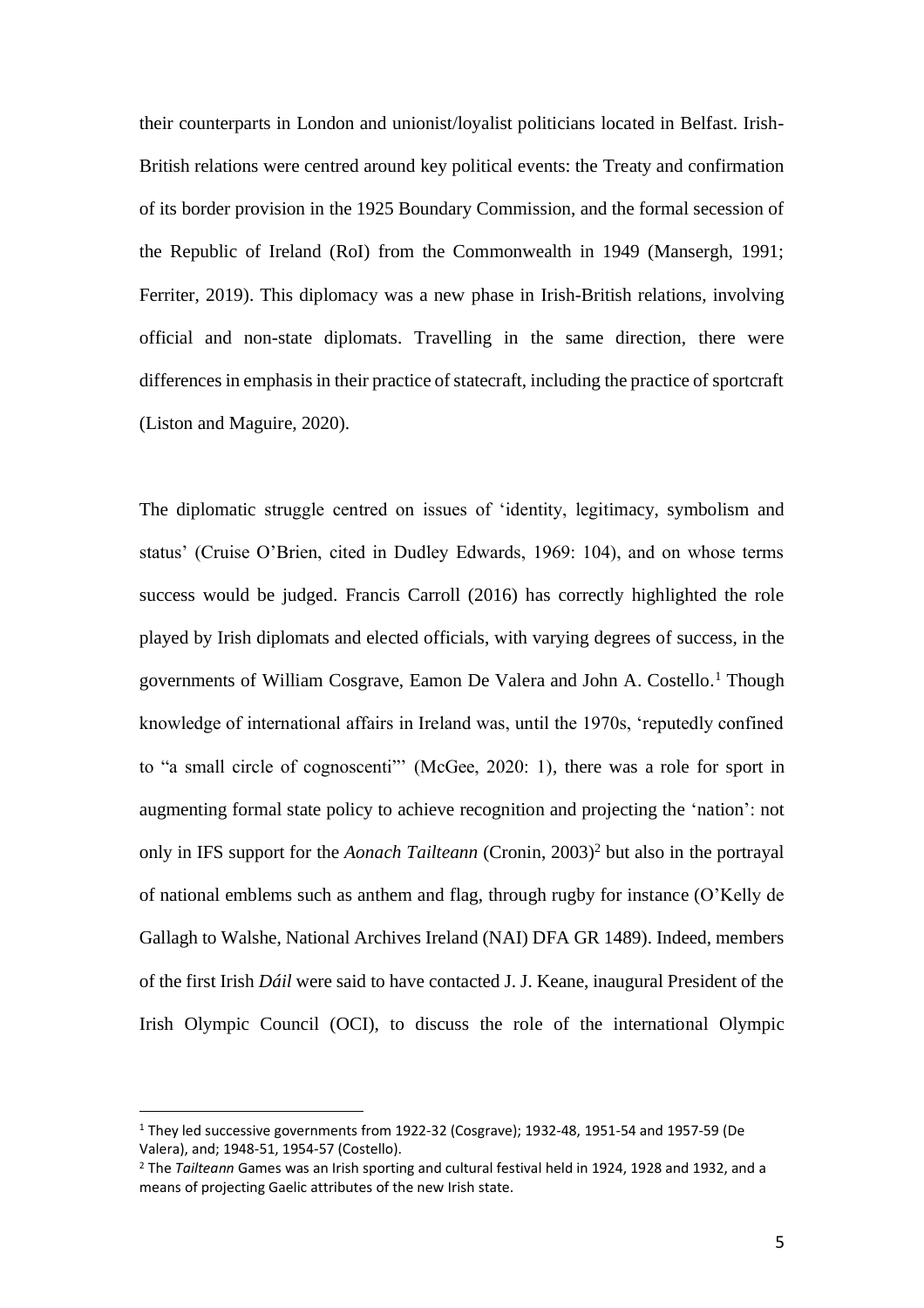their counterparts in London and unionist/loyalist politicians located in Belfast. Irish-British relations were centred around key political events: the Treaty and confirmation of its border provision in the 1925 Boundary Commission, and the formal secession of the Republic of Ireland (RoI) from the Commonwealth in 1949 (Mansergh, 1991; Ferriter, 2019). This diplomacy was a new phase in Irish-British relations, involving official and non-state diplomats. Travelling in the same direction, there were differences in emphasis in their practice of statecraft, including the practice of sportcraft (Liston and Maguire, 2020).

The diplomatic struggle centred on issues of 'identity, legitimacy, symbolism and status' (Cruise O'Brien, cited in Dudley Edwards, 1969: 104), and on whose terms success would be judged. Francis Carroll (2016) has correctly highlighted the role played by Irish diplomats and elected officials, with varying degrees of success, in the governments of William Cosgrave, Eamon De Valera and John A. Costello.[1] Though knowledge of international affairs in Ireland was, until the 1970s, 'reputedly confined to "a small circle of cognoscenti"' (McGee, 2020: 1), there was a role for sport in augmenting formal state policy to achieve recognition and projecting the 'nation': not only in IFS support for the *Aonach Tailteann* (Cronin, 2003)[2] but also in the portrayal of national emblems such as anthem and flag, through rugby for instance (O'Kelly de Gallagh to Walshe, National Archives Ireland (NAI) DFA GR 1489). Indeed, members of the first Irish *Dáil* were said to have contacted J. J. Keane, inaugural President of the Irish Olympic Council (OCI), to discuss the role of the international Olympic

---

[1] They led successive governments from 1922-32 (Cosgrave); 1932-48, 1951-54 and 1957-59 (De Valera), and; 1948-51, 1954-57 (Costello).

[2] The *Tailteann* Games was an Irish sporting and cultural festival held in 1924, 1928 and 1932, and a means of projecting Gaelic attributes of the new Irish state.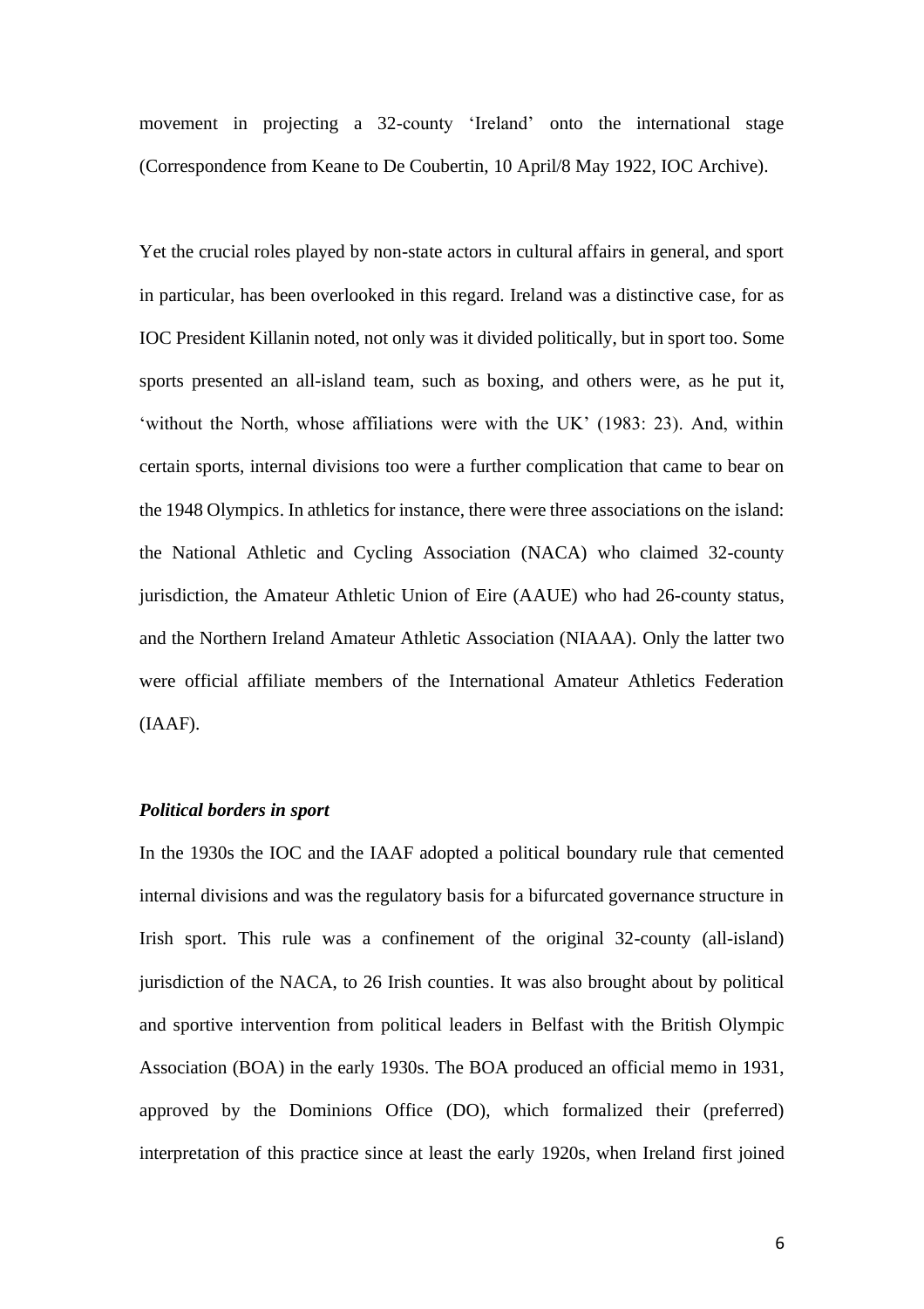movement in projecting a 32-county 'Ireland' onto the international stage (Correspondence from Keane to De Coubertin, 10 April/8 May 1922, IOC Archive).

Yet the crucial roles played by non-state actors in cultural affairs in general, and sport in particular, has been overlooked in this regard. Ireland was a distinctive case, for as IOC President Killanin noted, not only was it divided politically, but in sport too. Some sports presented an all-island team, such as boxing, and others were, as he put it, 'without the North, whose affiliations were with the UK' (1983: 23). And, within certain sports, internal divisions too were a further complication that came to bear on the 1948 Olympics. In athletics for instance, there were three associations on the island: the National Athletic and Cycling Association (NACA) who claimed 32-county jurisdiction, the Amateur Athletic Union of Eire (AAUE) who had 26-county status, and the Northern Ireland Amateur Athletic Association (NIAAA). Only the latter two were official affiliate members of the International Amateur Athletics Federation (IAAF).

### *Political borders in sport*

In the 1930s the IOC and the IAAF adopted a political boundary rule that cemented internal divisions and was the regulatory basis for a bifurcated governance structure in Irish sport. This rule was a confinement of the original 32-county (all-island) jurisdiction of the NACA, to 26 Irish counties. It was also brought about by political and sportive intervention from political leaders in Belfast with the British Olympic Association (BOA) in the early 1930s. The BOA produced an official memo in 1931, approved by the Dominions Office (DO), which formalized their (preferred) interpretation of this practice since at least the early 1920s, when Ireland first joined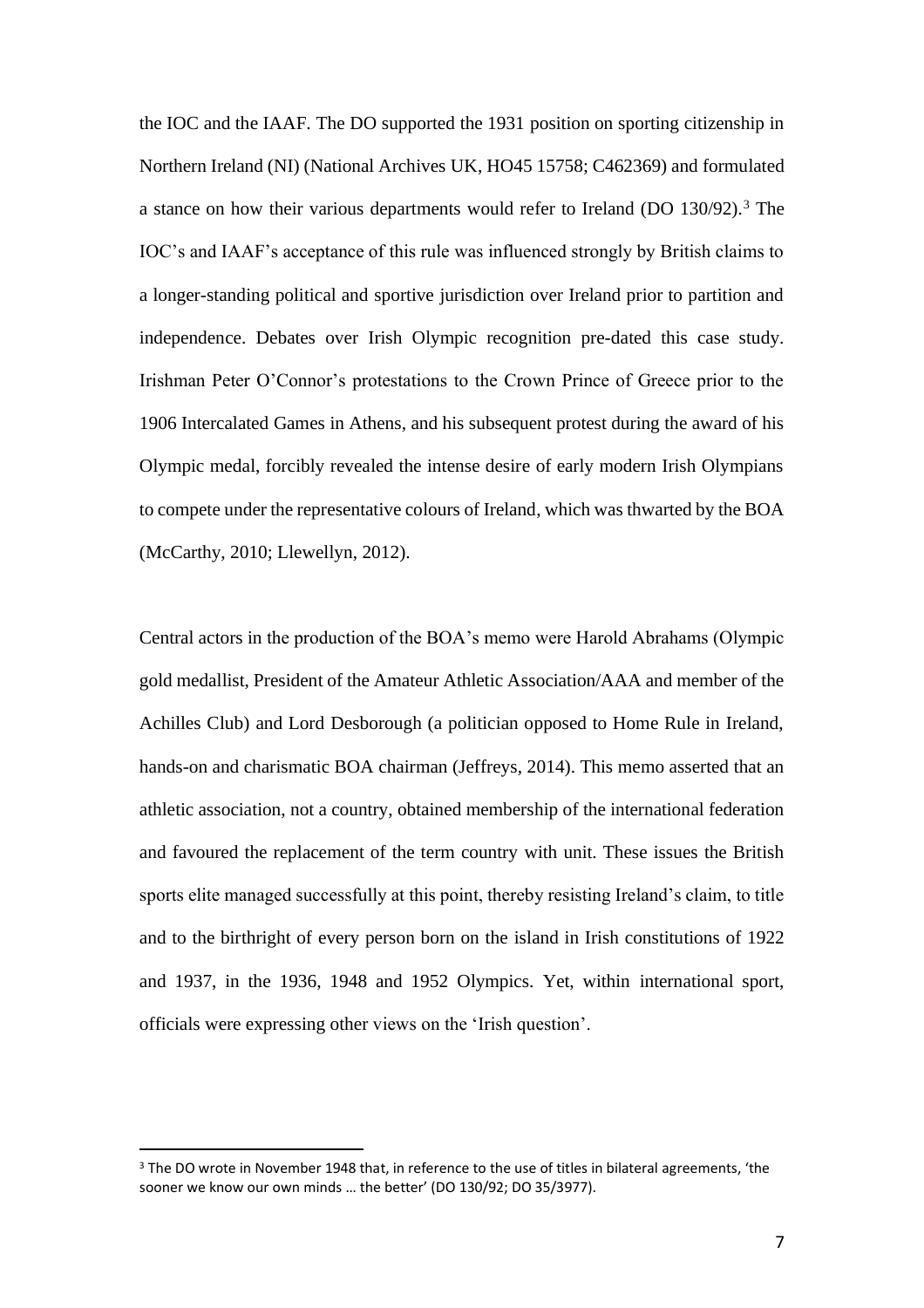the IOC and the IAAF. The DO supported the 1931 position on sporting citizenship in Northern Ireland (NI) (National Archives UK, HO45 15758; C462369) and formulated a stance on how their various departments would refer to Ireland (DO 130/92).[3] The IOC's and IAAF's acceptance of this rule was influenced strongly by British claims to a longer-standing political and sportive jurisdiction over Ireland prior to partition and independence. Debates over Irish Olympic recognition pre-dated this case study. Irishman Peter O'Connor's protestations to the Crown Prince of Greece prior to the 1906 Intercalated Games in Athens, and his subsequent protest during the award of his Olympic medal, forcibly revealed the intense desire of early modern Irish Olympians to compete under the representative colours of Ireland, which was thwarted by the BOA (McCarthy, 2010; Llewellyn, 2012).

Central actors in the production of the BOA's memo were Harold Abrahams (Olympic gold medallist, President of the Amateur Athletic Association/AAA and member of the Achilles Club) and Lord Desborough (a politician opposed to Home Rule in Ireland, hands-on and charismatic BOA chairman (Jeffreys, 2014). This memo asserted that an athletic association, not a country, obtained membership of the international federation and favoured the replacement of the term country with unit. These issues the British sports elite managed successfully at this point, thereby resisting Ireland's claim, to title and to the birthright of every person born on the island in Irish constitutions of 1922 and 1937, in the 1936, 1948 and 1952 Olympics. Yet, within international sport, officials were expressing other views on the 'Irish question'.

[3] The DO wrote in November 1948 that, in reference to the use of titles in bilateral agreements, 'the sooner we know our own minds … the better' (DO 130/92; DO 35/3977).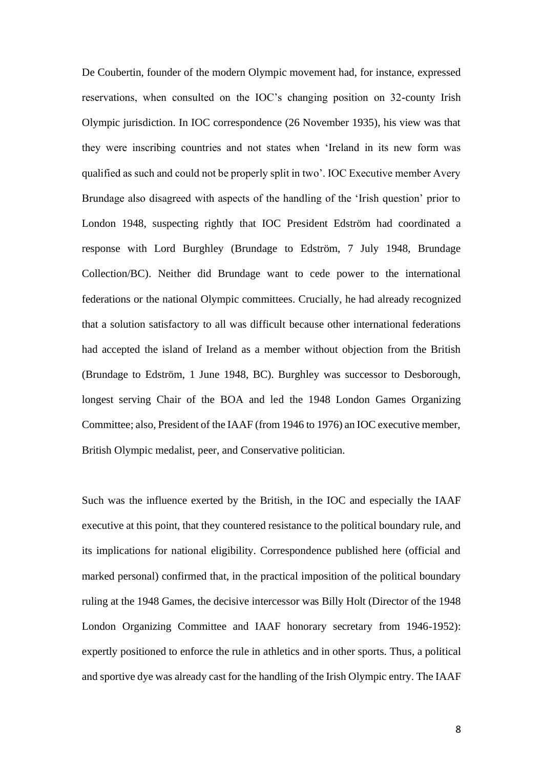De Coubertin, founder of the modern Olympic movement had, for instance, expressed reservations, when consulted on the IOC's changing position on 32-county Irish Olympic jurisdiction. In IOC correspondence (26 November 1935), his view was that they were inscribing countries and not states when 'Ireland in its new form was qualified as such and could not be properly split in two'. IOC Executive member Avery Brundage also disagreed with aspects of the handling of the 'Irish question' prior to London 1948, suspecting rightly that IOC President Edström had coordinated a response with Lord Burghley (Brundage to Edström, 7 July 1948, Brundage Collection/BC). Neither did Brundage want to cede power to the international federations or the national Olympic committees. Crucially, he had already recognized that a solution satisfactory to all was difficult because other international federations had accepted the island of Ireland as a member without objection from the British (Brundage to Edström, 1 June 1948, BC). Burghley was successor to Desborough, longest serving Chair of the BOA and led the 1948 London Games Organizing Committee; also, President of the IAAF (from 1946 to 1976) an IOC executive member, British Olympic medalist, peer, and Conservative politician.

Such was the influence exerted by the British, in the IOC and especially the IAAF executive at this point, that they countered resistance to the political boundary rule, and its implications for national eligibility. Correspondence published here (official and marked personal) confirmed that, in the practical imposition of the political boundary ruling at the 1948 Games, the decisive intercessor was Billy Holt (Director of the 1948 London Organizing Committee and IAAF honorary secretary from 1946-1952): expertly positioned to enforce the rule in athletics and in other sports. Thus, a political and sportive dye was already cast for the handling of the Irish Olympic entry. The IAAF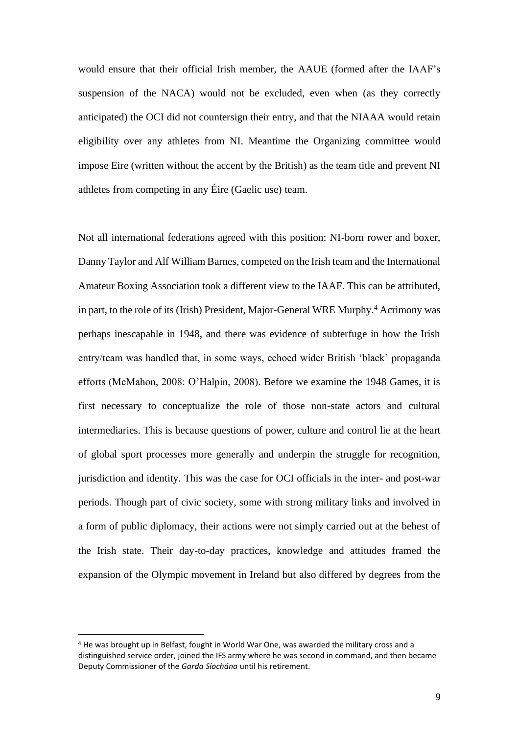would ensure that their official Irish member, the AAUE (formed after the IAAF's suspension of the NACA) would not be excluded, even when (as they correctly anticipated) the OCI did not countersign their entry, and that the NIAAA would retain eligibility over any athletes from NI. Meantime the Organizing committee would impose Eire (written without the accent by the British) as the team title and prevent NI athletes from competing in any Éire (Gaelic use) team.

Not all international federations agreed with this position: NI-born rower and boxer, Danny Taylor and Alf William Barnes, competed on the Irish team and the International Amateur Boxing Association took a different view to the IAAF. This can be attributed, in part, to the role of its (Irish) President, Major-General WRE Murphy.[4] Acrimony was perhaps inescapable in 1948, and there was evidence of subterfuge in how the Irish entry/team was handled that, in some ways, echoed wider British 'black' propaganda efforts (McMahon, 2008: O'Halpin, 2008). Before we examine the 1948 Games, it is first necessary to conceptualize the role of those non-state actors and cultural intermediaries. This is because questions of power, culture and control lie at the heart of global sport processes more generally and underpin the struggle for recognition, jurisdiction and identity. This was the case for OCI officials in the inter- and post-war periods. Though part of civic society, some with strong military links and involved in a form of public diplomacy, their actions were not simply carried out at the behest of the Irish state. Their day-to-day practices, knowledge and attitudes framed the expansion of the Olympic movement in Ireland but also differed by degrees from the

[4] He was brought up in Belfast, fought in World War One, was awarded the military cross and a distinguished service order, joined the IFS army where he was second in command, and then became Deputy Commissioner of the *Garda Síochána* until his retirement.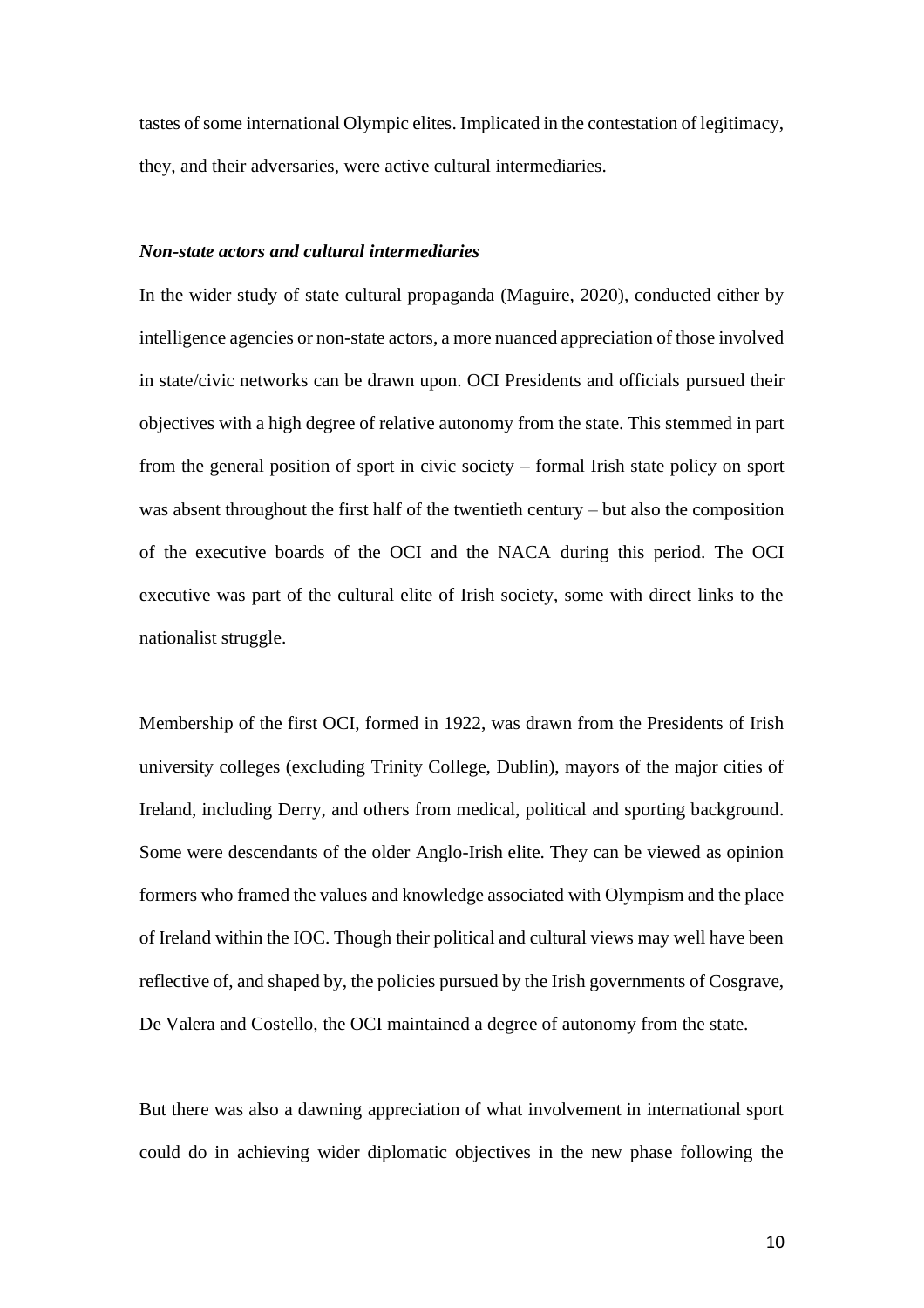tastes of some international Olympic elites. Implicated in the contestation of legitimacy, they, and their adversaries, were active cultural intermediaries.

### *Non-state actors and cultural intermediaries*

In the wider study of state cultural propaganda (Maguire, 2020), conducted either by intelligence agencies or non-state actors, a more nuanced appreciation of those involved in state/civic networks can be drawn upon. OCI Presidents and officials pursued their objectives with a high degree of relative autonomy from the state. This stemmed in part from the general position of sport in civic society – formal Irish state policy on sport was absent throughout the first half of the twentieth century – but also the composition of the executive boards of the OCI and the NACA during this period. The OCI executive was part of the cultural elite of Irish society, some with direct links to the nationalist struggle.

Membership of the first OCI, formed in 1922, was drawn from the Presidents of Irish university colleges (excluding Trinity College, Dublin), mayors of the major cities of Ireland, including Derry, and others from medical, political and sporting background. Some were descendants of the older Anglo-Irish elite. They can be viewed as opinion formers who framed the values and knowledge associated with Olympism and the place of Ireland within the IOC. Though their political and cultural views may well have been reflective of, and shaped by, the policies pursued by the Irish governments of Cosgrave, De Valera and Costello, the OCI maintained a degree of autonomy from the state.

But there was also a dawning appreciation of what involvement in international sport could do in achieving wider diplomatic objectives in the new phase following the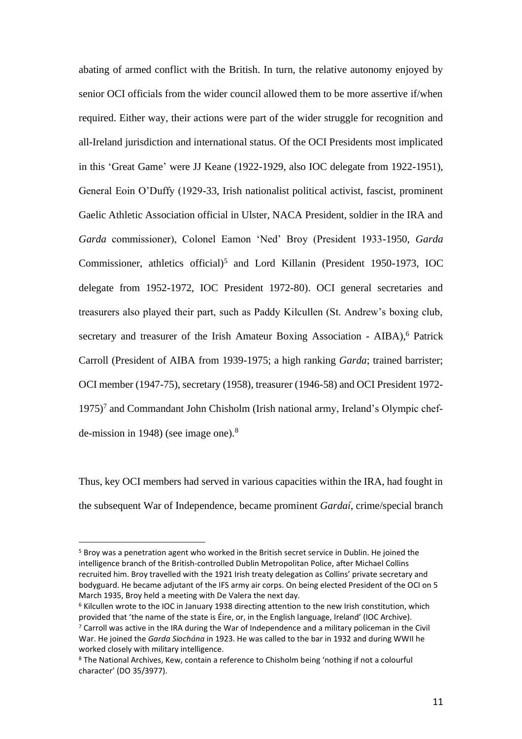abating of armed conflict with the British. In turn, the relative autonomy enjoyed by senior OCI officials from the wider council allowed them to be more assertive if/when required. Either way, their actions were part of the wider struggle for recognition and all-Ireland jurisdiction and international status. Of the OCI Presidents most implicated in this 'Great Game' were JJ Keane (1922-1929, also IOC delegate from 1922-1951), General Eoin O'Duffy (1929-33, Irish nationalist political activist, fascist, prominent Gaelic Athletic Association official in Ulster, NACA President, soldier in the IRA and *Garda* commissioner), Colonel Eamon 'Ned' Broy (President 1933-1950, *Garda* Commissioner, athletics official)[5] and Lord Killanin (President 1950-1973, IOC delegate from 1952-1972, IOC President 1972-80). OCI general secretaries and treasurers also played their part, such as Paddy Kilcullen (St. Andrew's boxing club, secretary and treasurer of the Irish Amateur Boxing Association - AIBA),[6] Patrick Carroll (President of AIBA from 1939-1975; a high ranking *Garda*; trained barrister; OCI member (1947-75), secretary (1958), treasurer (1946-58) and OCI President 1972-1975)[7] and Commandant John Chisholm (Irish national army, Ireland's Olympic chef-de-mission in 1948) (see image one).[8]

Thus, key OCI members had served in various capacities within the IRA, had fought in the subsequent War of Independence, became prominent *Gardaí*, crime/special branch

---

[5] Broy was a penetration agent who worked in the British secret service in Dublin. He joined the intelligence branch of the British-controlled Dublin Metropolitan Police, after Michael Collins recruited him. Broy travelled with the 1921 Irish treaty delegation as Collins' private secretary and bodyguard. He became adjutant of the IFS army air corps. On being elected President of the OCI on 5 March 1935, Broy held a meeting with De Valera the next day.

[6] Kilcullen wrote to the IOC in January 1938 directing attention to the new Irish constitution, which provided that 'the name of the state is Éire, or, in the English language, Ireland' (IOC Archive).

[7] Carroll was active in the IRA during the War of Independence and a military policeman in the Civil War. He joined the *Garda Siochána* in 1923. He was called to the bar in 1932 and during WWII he worked closely with military intelligence.

[8] The National Archives, Kew, contain a reference to Chisholm being 'nothing if not a colourful character' (DO 35/3977).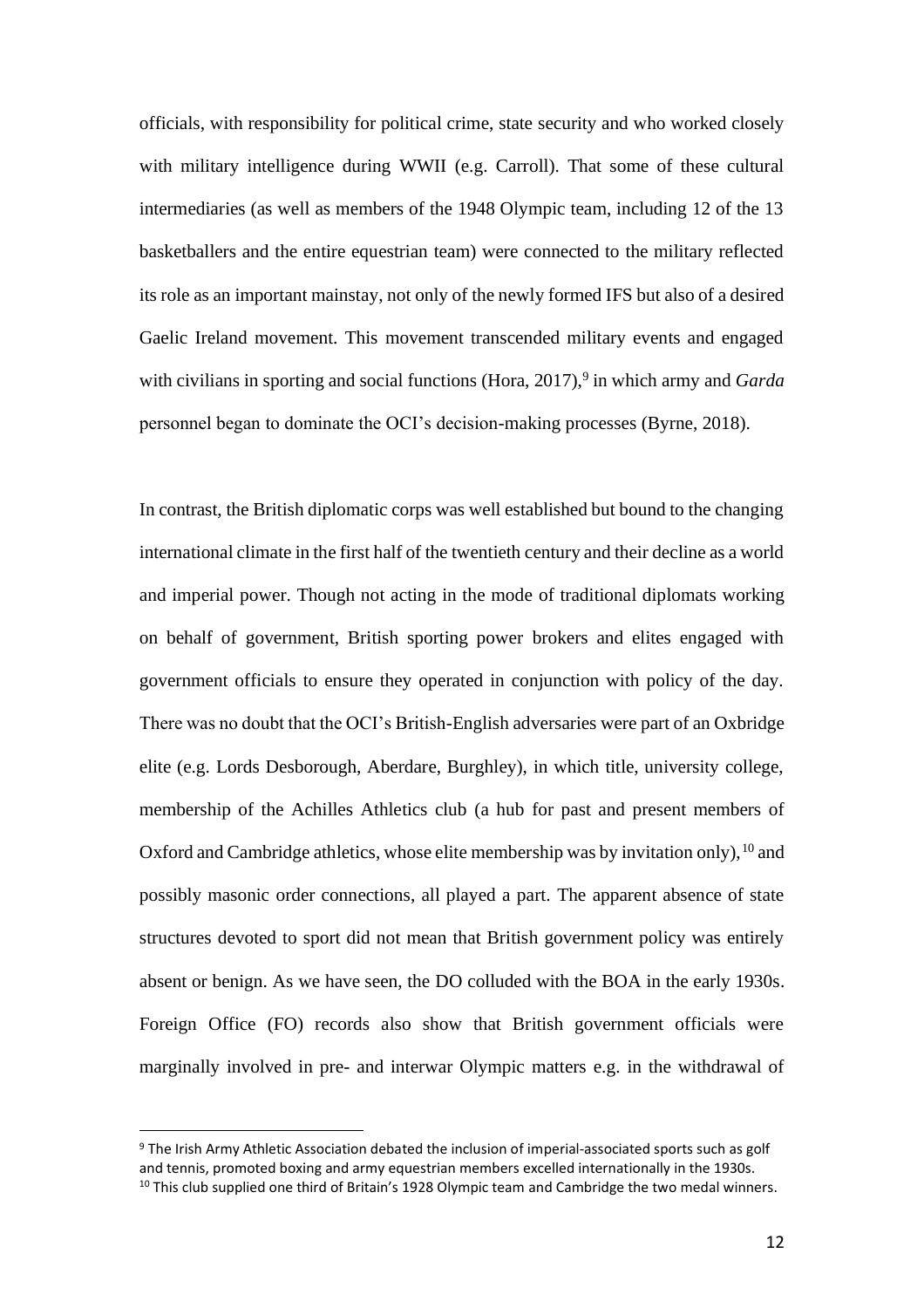officials, with responsibility for political crime, state security and who worked closely with military intelligence during WWII (e.g. Carroll). That some of these cultural intermediaries (as well as members of the 1948 Olympic team, including 12 of the 13 basketballers and the entire equestrian team) were connected to the military reflected its role as an important mainstay, not only of the newly formed IFS but also of a desired Gaelic Ireland movement. This movement transcended military events and engaged with civilians in sporting and social functions (Hora, 2017),[9] in which army and *Garda* personnel began to dominate the OCI's decision-making processes (Byrne, 2018).

In contrast, the British diplomatic corps was well established but bound to the changing international climate in the first half of the twentieth century and their decline as a world and imperial power. Though not acting in the mode of traditional diplomats working on behalf of government, British sporting power brokers and elites engaged with government officials to ensure they operated in conjunction with policy of the day. There was no doubt that the OCI's British-English adversaries were part of an Oxbridge elite (e.g. Lords Desborough, Aberdare, Burghley), in which title, university college, membership of the Achilles Athletics club (a hub for past and present members of Oxford and Cambridge athletics, whose elite membership was by invitation only),[10] and possibly masonic order connections, all played a part. The apparent absence of state structures devoted to sport did not mean that British government policy was entirely absent or benign. As we have seen, the DO colluded with the BOA in the early 1930s. Foreign Office (FO) records also show that British government officials were marginally involved in pre- and interwar Olympic matters e.g. in the withdrawal of

[9] The Irish Army Athletic Association debated the inclusion of imperial-associated sports such as golf and tennis, promoted boxing and army equestrian members excelled internationally in the 1930s.

[10] This club supplied one third of Britain's 1928 Olympic team and Cambridge the two medal winners.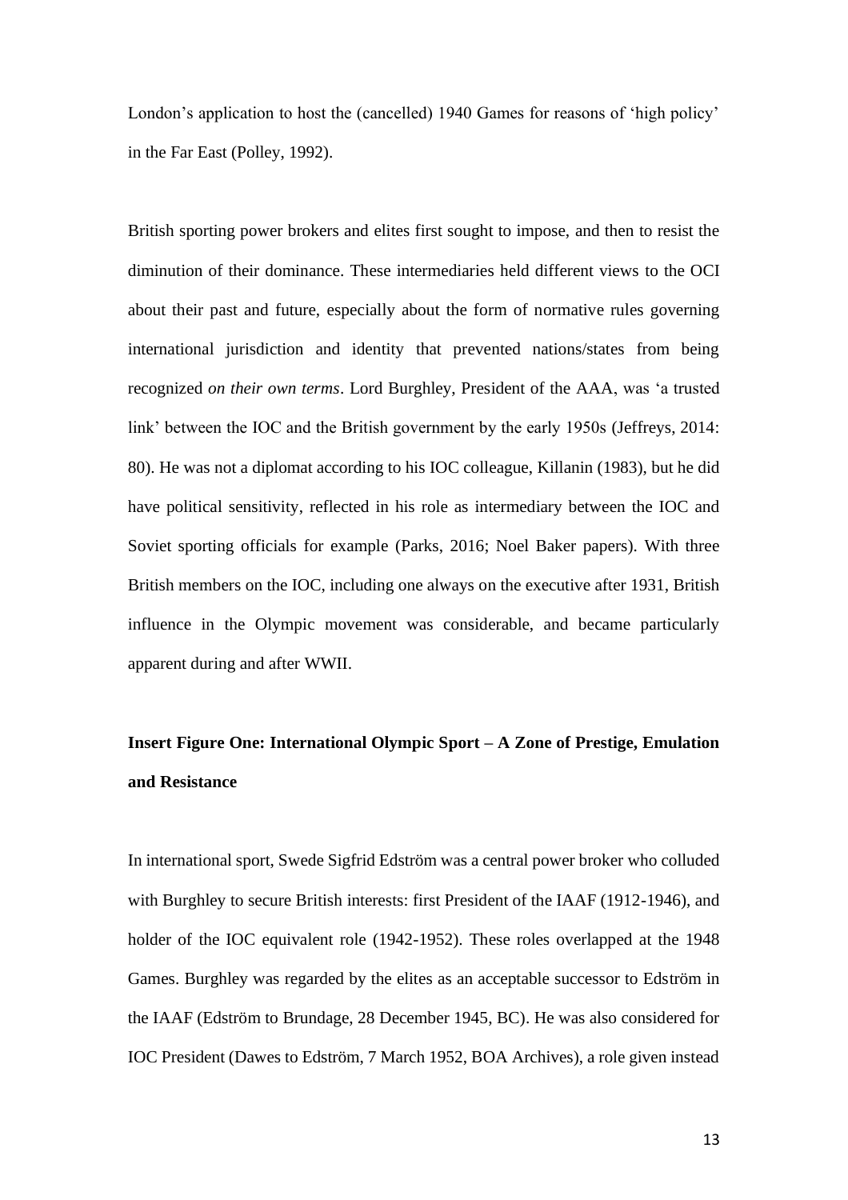London's application to host the (cancelled) 1940 Games for reasons of 'high policy' in the Far East (Polley, 1992).

British sporting power brokers and elites first sought to impose, and then to resist the diminution of their dominance. These intermediaries held different views to the OCI about their past and future, especially about the form of normative rules governing international jurisdiction and identity that prevented nations/states from being recognized *on their own terms*. Lord Burghley, President of the AAA, was 'a trusted link' between the IOC and the British government by the early 1950s (Jeffreys, 2014: 80). He was not a diplomat according to his IOC colleague, Killanin (1983), but he did have political sensitivity, reflected in his role as intermediary between the IOC and Soviet sporting officials for example (Parks, 2016; Noel Baker papers). With three British members on the IOC, including one always on the executive after 1931, British influence in the Olympic movement was considerable, and became particularly apparent during and after WWII.

**Insert Figure One: International Olympic Sport – A Zone of Prestige, Emulation and Resistance**

In international sport, Swede Sigfrid Edström was a central power broker who colluded with Burghley to secure British interests: first President of the IAAF (1912-1946), and holder of the IOC equivalent role (1942-1952). These roles overlapped at the 1948 Games. Burghley was regarded by the elites as an acceptable successor to Edström in the IAAF (Edström to Brundage, 28 December 1945, BC). He was also considered for IOC President (Dawes to Edström, 7 March 1952, BOA Archives), a role given instead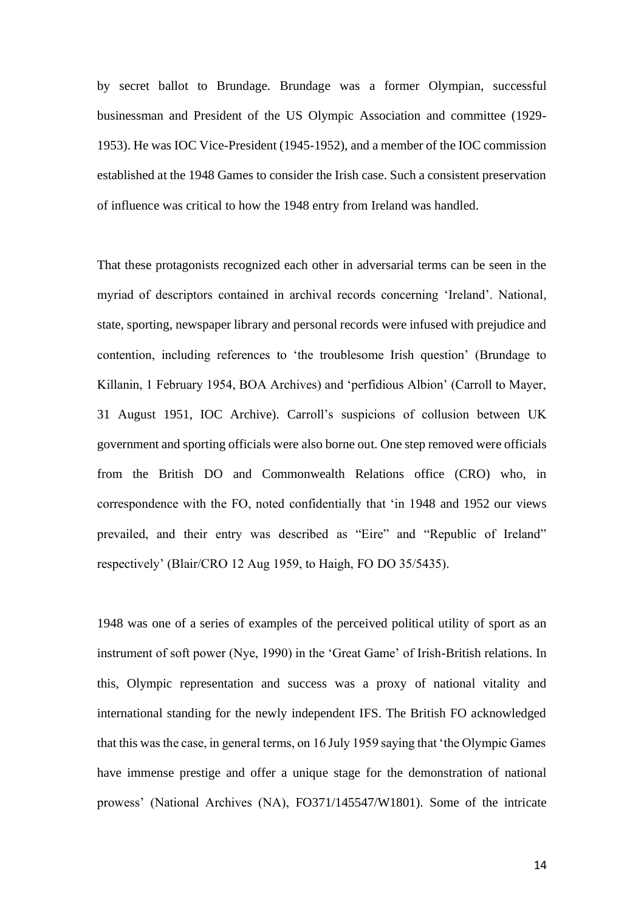by secret ballot to Brundage. Brundage was a former Olympian, successful businessman and President of the US Olympic Association and committee (1929-1953). He was IOC Vice-President (1945-1952), and a member of the IOC commission established at the 1948 Games to consider the Irish case. Such a consistent preservation of influence was critical to how the 1948 entry from Ireland was handled.

That these protagonists recognized each other in adversarial terms can be seen in the myriad of descriptors contained in archival records concerning 'Ireland'. National, state, sporting, newspaper library and personal records were infused with prejudice and contention, including references to 'the troublesome Irish question' (Brundage to Killanin, 1 February 1954, BOA Archives) and 'perfidious Albion' (Carroll to Mayer, 31 August 1951, IOC Archive). Carroll's suspicions of collusion between UK government and sporting officials were also borne out. One step removed were officials from the British DO and Commonwealth Relations office (CRO) who, in correspondence with the FO, noted confidentially that 'in 1948 and 1952 our views prevailed, and their entry was described as "Eire" and "Republic of Ireland" respectively' (Blair/CRO 12 Aug 1959, to Haigh, FO DO 35/5435).

1948 was one of a series of examples of the perceived political utility of sport as an instrument of soft power (Nye, 1990) in the 'Great Game' of Irish-British relations. In this, Olympic representation and success was a proxy of national vitality and international standing for the newly independent IFS. The British FO acknowledged that this was the case, in general terms, on 16 July 1959 saying that 'the Olympic Games have immense prestige and offer a unique stage for the demonstration of national prowess' (National Archives (NA), FO371/145547/W1801). Some of the intricate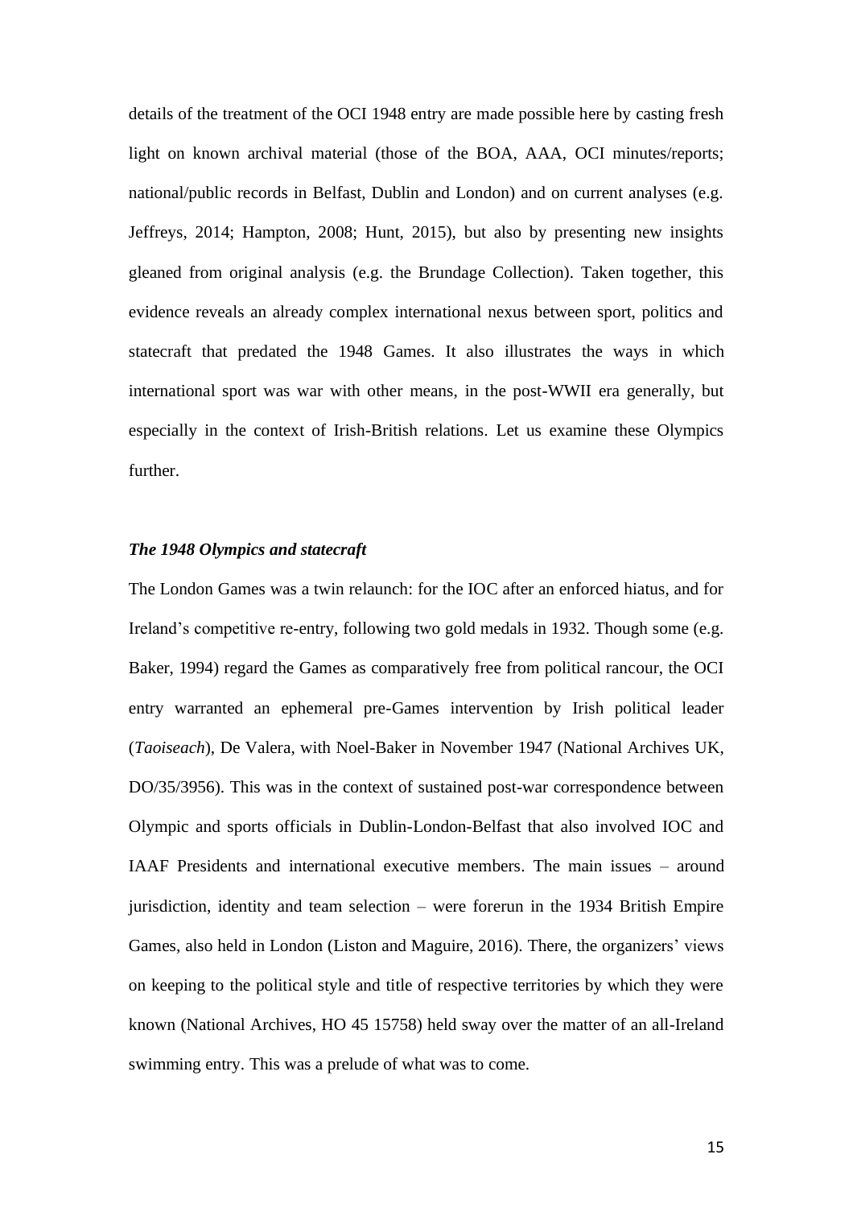details of the treatment of the OCI 1948 entry are made possible here by casting fresh light on known archival material (those of the BOA, AAA, OCI minutes/reports; national/public records in Belfast, Dublin and London) and on current analyses (e.g. Jeffreys, 2014; Hampton, 2008; Hunt, 2015), but also by presenting new insights gleaned from original analysis (e.g. the Brundage Collection). Taken together, this evidence reveals an already complex international nexus between sport, politics and statecraft that predated the 1948 Games. It also illustrates the ways in which international sport was war with other means, in the post-WWII era generally, but especially in the context of Irish-British relations. Let us examine these Olympics further.

### *The 1948 Olympics and statecraft*

The London Games was a twin relaunch: for the IOC after an enforced hiatus, and for Ireland's competitive re-entry, following two gold medals in 1932. Though some (e.g. Baker, 1994) regard the Games as comparatively free from political rancour, the OCI entry warranted an ephemeral pre-Games intervention by Irish political leader (*Taoiseach*), De Valera, with Noel-Baker in November 1947 (National Archives UK, DO/35/3956). This was in the context of sustained post-war correspondence between Olympic and sports officials in Dublin-London-Belfast that also involved IOC and IAAF Presidents and international executive members. The main issues – around jurisdiction, identity and team selection – were forerun in the 1934 British Empire Games, also held in London (Liston and Maguire, 2016). There, the organizers' views on keeping to the political style and title of respective territories by which they were known (National Archives, HO 45 15758) held sway over the matter of an all-Ireland swimming entry. This was a prelude of what was to come.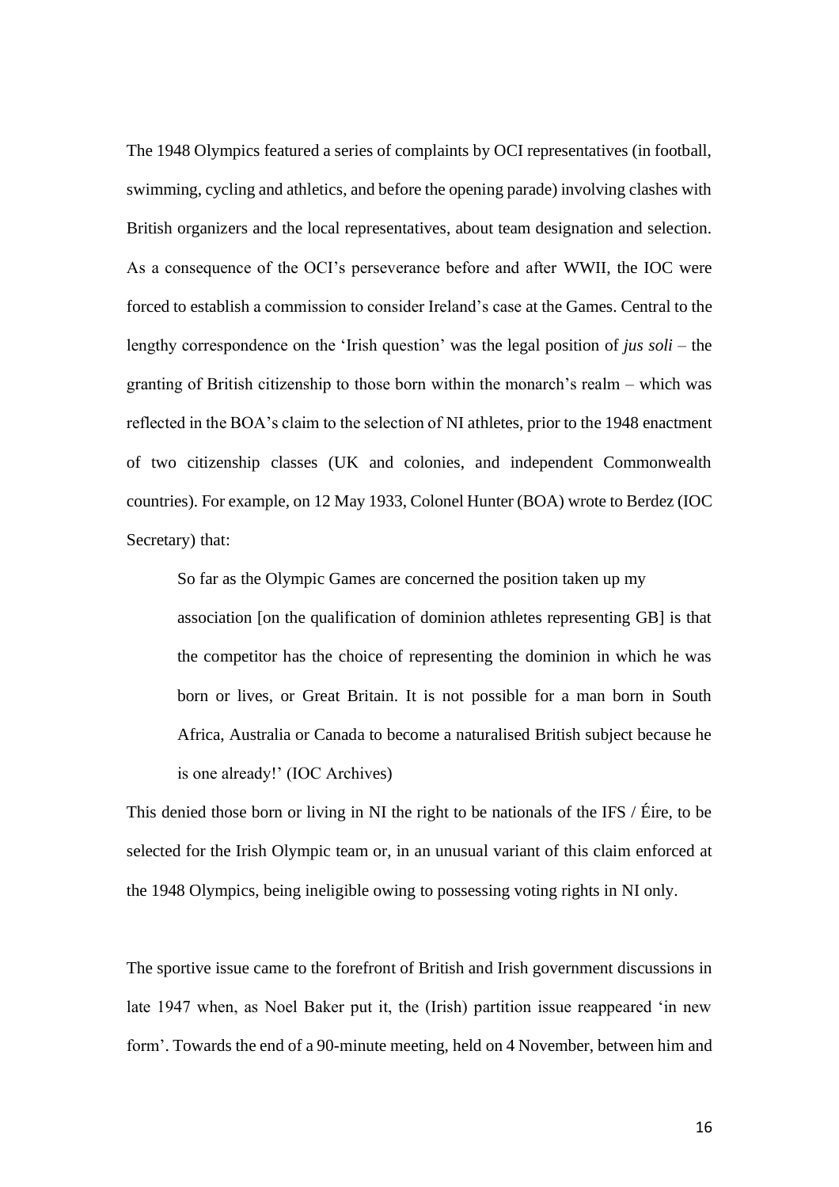The 1948 Olympics featured a series of complaints by OCI representatives (in football, swimming, cycling and athletics, and before the opening parade) involving clashes with British organizers and the local representatives, about team designation and selection. As a consequence of the OCI's perseverance before and after WWII, the IOC were forced to establish a commission to consider Ireland's case at the Games. Central to the lengthy correspondence on the 'Irish question' was the legal position of *jus soli* – the granting of British citizenship to those born within the monarch's realm – which was reflected in the BOA's claim to the selection of NI athletes, prior to the 1948 enactment of two citizenship classes (UK and colonies, and independent Commonwealth countries). For example, on 12 May 1933, Colonel Hunter (BOA) wrote to Berdez (IOC Secretary) that:

> So far as the Olympic Games are concerned the position taken up my association [on the qualification of dominion athletes representing GB] is that the competitor has the choice of representing the dominion in which he was born or lives, or Great Britain. It is not possible for a man born in South Africa, Australia or Canada to become a naturalised British subject because he is one already!' (IOC Archives)

This denied those born or living in NI the right to be nationals of the IFS / Éire, to be selected for the Irish Olympic team or, in an unusual variant of this claim enforced at the 1948 Olympics, being ineligible owing to possessing voting rights in NI only.

The sportive issue came to the forefront of British and Irish government discussions in late 1947 when, as Noel Baker put it, the (Irish) partition issue reappeared 'in new form'. Towards the end of a 90-minute meeting, held on 4 November, between him and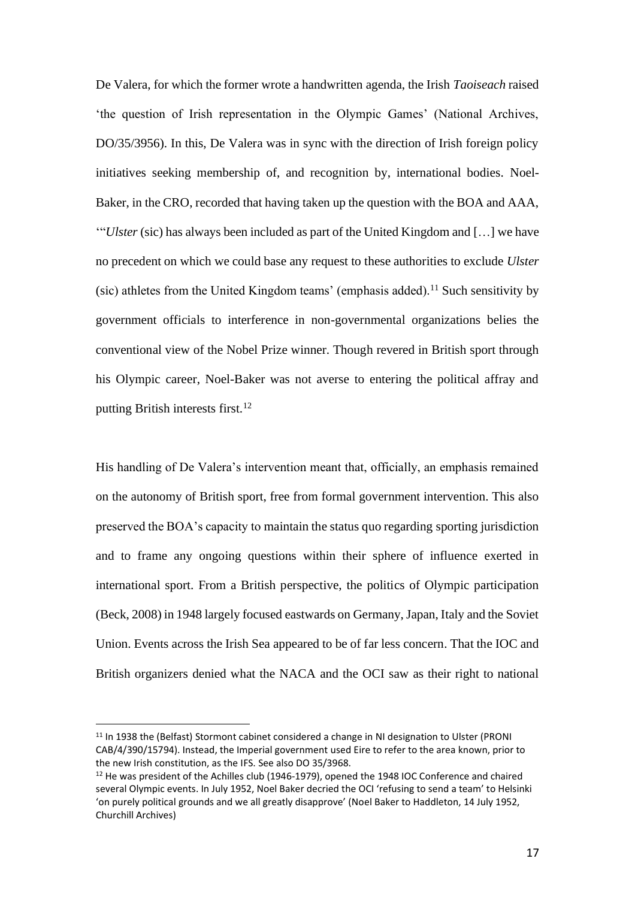De Valera, for which the former wrote a handwritten agenda, the Irish *Taoiseach* raised 'the question of Irish representation in the Olympic Games' (National Archives, DO/35/3956). In this, De Valera was in sync with the direction of Irish foreign policy initiatives seeking membership of, and recognition by, international bodies. Noel-Baker, in the CRO, recorded that having taken up the question with the BOA and AAA, '"*Ulster* (sic) has always been included as part of the United Kingdom and […] we have no precedent on which we could base any request to these authorities to exclude *Ulster* (sic) athletes from the United Kingdom teams' (emphasis added).[11] Such sensitivity by government officials to interference in non-governmental organizations belies the conventional view of the Nobel Prize winner. Though revered in British sport through his Olympic career, Noel-Baker was not averse to entering the political affray and putting British interests first.[12]

His handling of De Valera's intervention meant that, officially, an emphasis remained on the autonomy of British sport, free from formal government intervention. This also preserved the BOA's capacity to maintain the status quo regarding sporting jurisdiction and to frame any ongoing questions within their sphere of influence exerted in international sport. From a British perspective, the politics of Olympic participation (Beck, 2008) in 1948 largely focused eastwards on Germany, Japan, Italy and the Soviet Union. Events across the Irish Sea appeared to be of far less concern. That the IOC and British organizers denied what the NACA and the OCI saw as their right to national

[11] In 1938 the (Belfast) Stormont cabinet considered a change in NI designation to Ulster (PRONI CAB/4/390/15794). Instead, the Imperial government used Eire to refer to the area known, prior to the new Irish constitution, as the IFS. See also DO 35/3968.

[12] He was president of the Achilles club (1946-1979), opened the 1948 IOC Conference and chaired several Olympic events. In July 1952, Noel Baker decried the OCI 'refusing to send a team' to Helsinki 'on purely political grounds and we all greatly disapprove' (Noel Baker to Haddleton, 14 July 1952, Churchill Archives)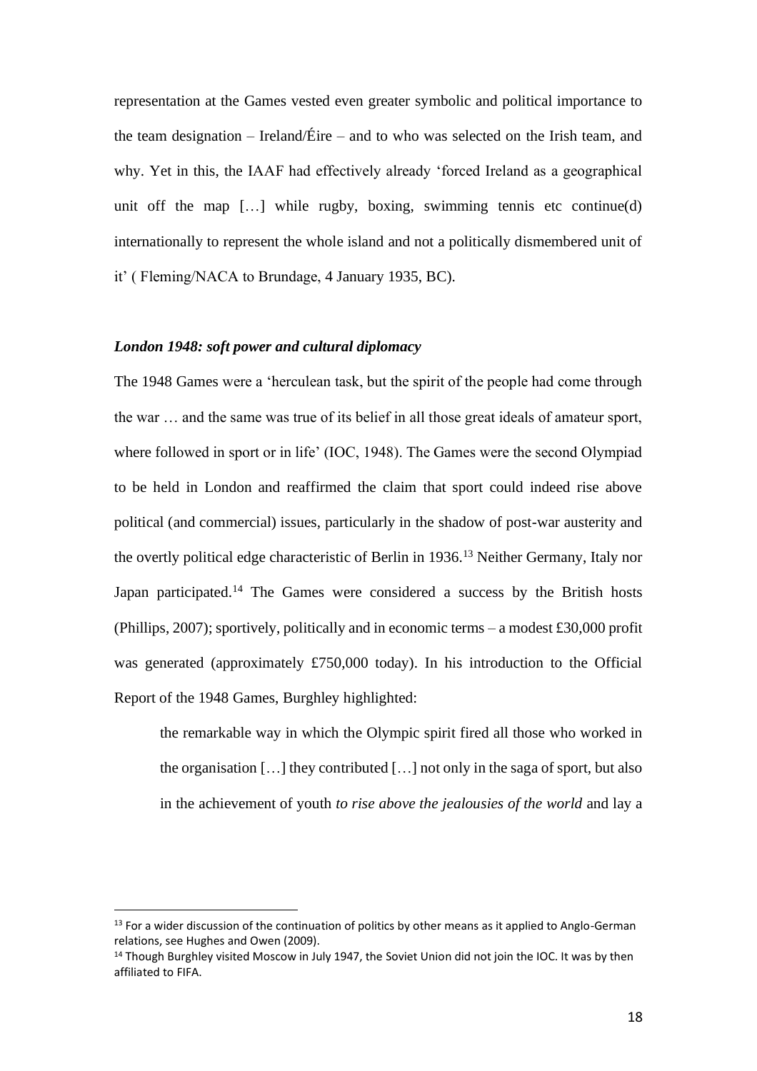representation at the Games vested even greater symbolic and political importance to the team designation – Ireland/Éire – and to who was selected on the Irish team, and why. Yet in this, the IAAF had effectively already 'forced Ireland as a geographical unit off the map […] while rugby, boxing, swimming tennis etc continue(d) internationally to represent the whole island and not a politically dismembered unit of it' ( Fleming/NACA to Brundage, 4 January 1935, BC).

### *London 1948: soft power and cultural diplomacy*

The 1948 Games were a 'herculean task, but the spirit of the people had come through the war … and the same was true of its belief in all those great ideals of amateur sport, where followed in sport or in life' (IOC, 1948). The Games were the second Olympiad to be held in London and reaffirmed the claim that sport could indeed rise above political (and commercial) issues, particularly in the shadow of post-war austerity and the overtly political edge characteristic of Berlin in 1936.[13] Neither Germany, Italy nor Japan participated.[14] The Games were considered a success by the British hosts (Phillips, 2007); sportively, politically and in economic terms – a modest £30,000 profit was generated (approximately £750,000 today). In his introduction to the Official Report of the 1948 Games, Burghley highlighted:

> the remarkable way in which the Olympic spirit fired all those who worked in the organisation […] they contributed […] not only in the saga of sport, but also in the achievement of youth *to rise above the jealousies of the world* and lay a

[13] For a wider discussion of the continuation of politics by other means as it applied to Anglo-German relations, see Hughes and Owen (2009).

[14] Though Burghley visited Moscow in July 1947, the Soviet Union did not join the IOC. It was by then affiliated to FIFA.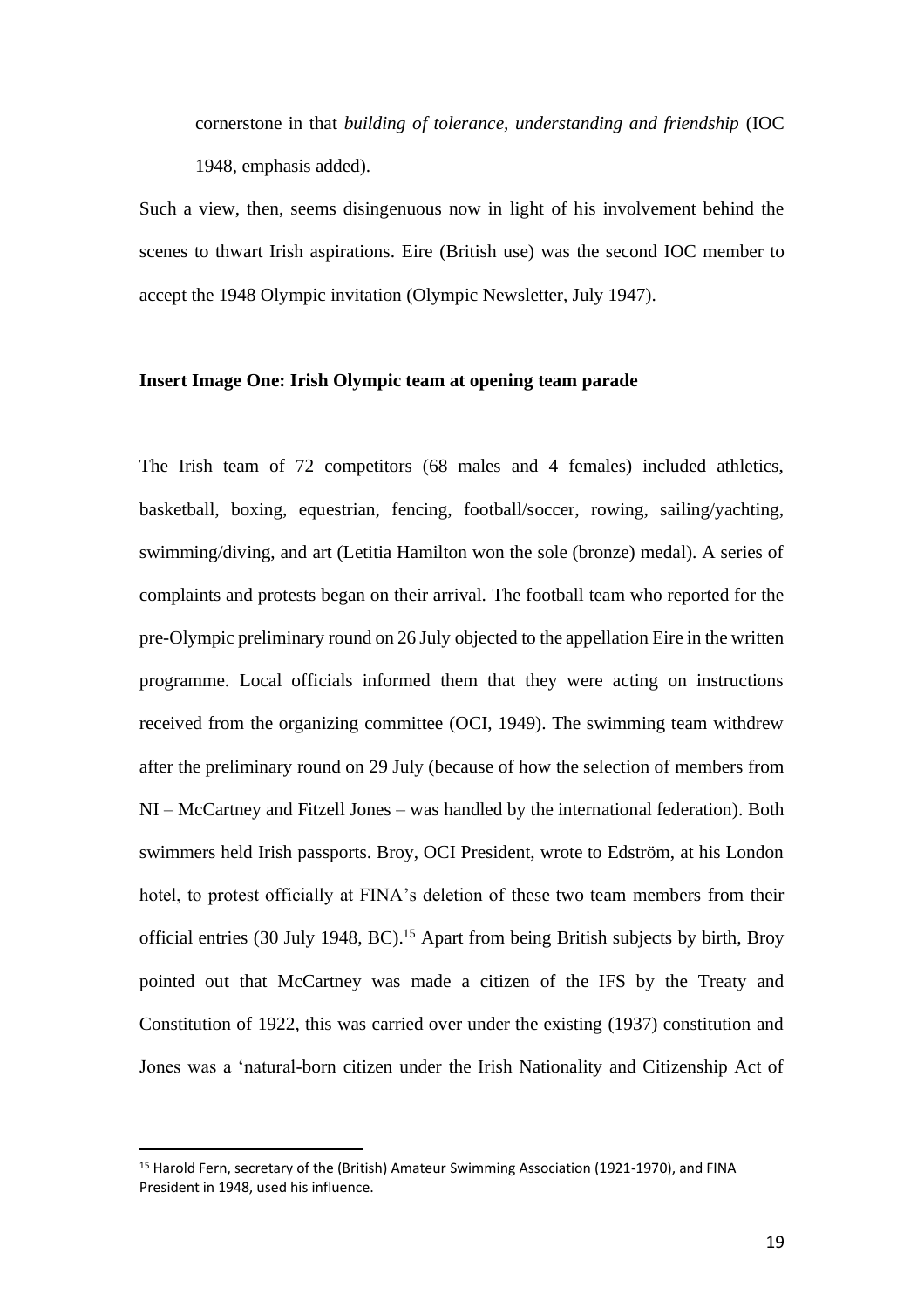cornerstone in that *building of tolerance, understanding and friendship* (IOC 1948, emphasis added).

Such a view, then, seems disingenuous now in light of his involvement behind the scenes to thwart Irish aspirations. Eire (British use) was the second IOC member to accept the 1948 Olympic invitation (Olympic Newsletter, July 1947).

**Insert Image One: Irish Olympic team at opening team parade**

The Irish team of 72 competitors (68 males and 4 females) included athletics, basketball, boxing, equestrian, fencing, football/soccer, rowing, sailing/yachting, swimming/diving, and art (Letitia Hamilton won the sole (bronze) medal). A series of complaints and protests began on their arrival. The football team who reported for the pre-Olympic preliminary round on 26 July objected to the appellation Eire in the written programme. Local officials informed them that they were acting on instructions received from the organizing committee (OCI, 1949). The swimming team withdrew after the preliminary round on 29 July (because of how the selection of members from NI – McCartney and Fitzell Jones – was handled by the international federation). Both swimmers held Irish passports. Broy, OCI President, wrote to Edström, at his London hotel, to protest officially at FINA's deletion of these two team members from their official entries (30 July 1948, BC).[15] Apart from being British subjects by birth, Broy pointed out that McCartney was made a citizen of the IFS by the Treaty and Constitution of 1922, this was carried over under the existing (1937) constitution and Jones was a 'natural-born citizen under the Irish Nationality and Citizenship Act of

[15] Harold Fern, secretary of the (British) Amateur Swimming Association (1921-1970), and FINA President in 1948, used his influence.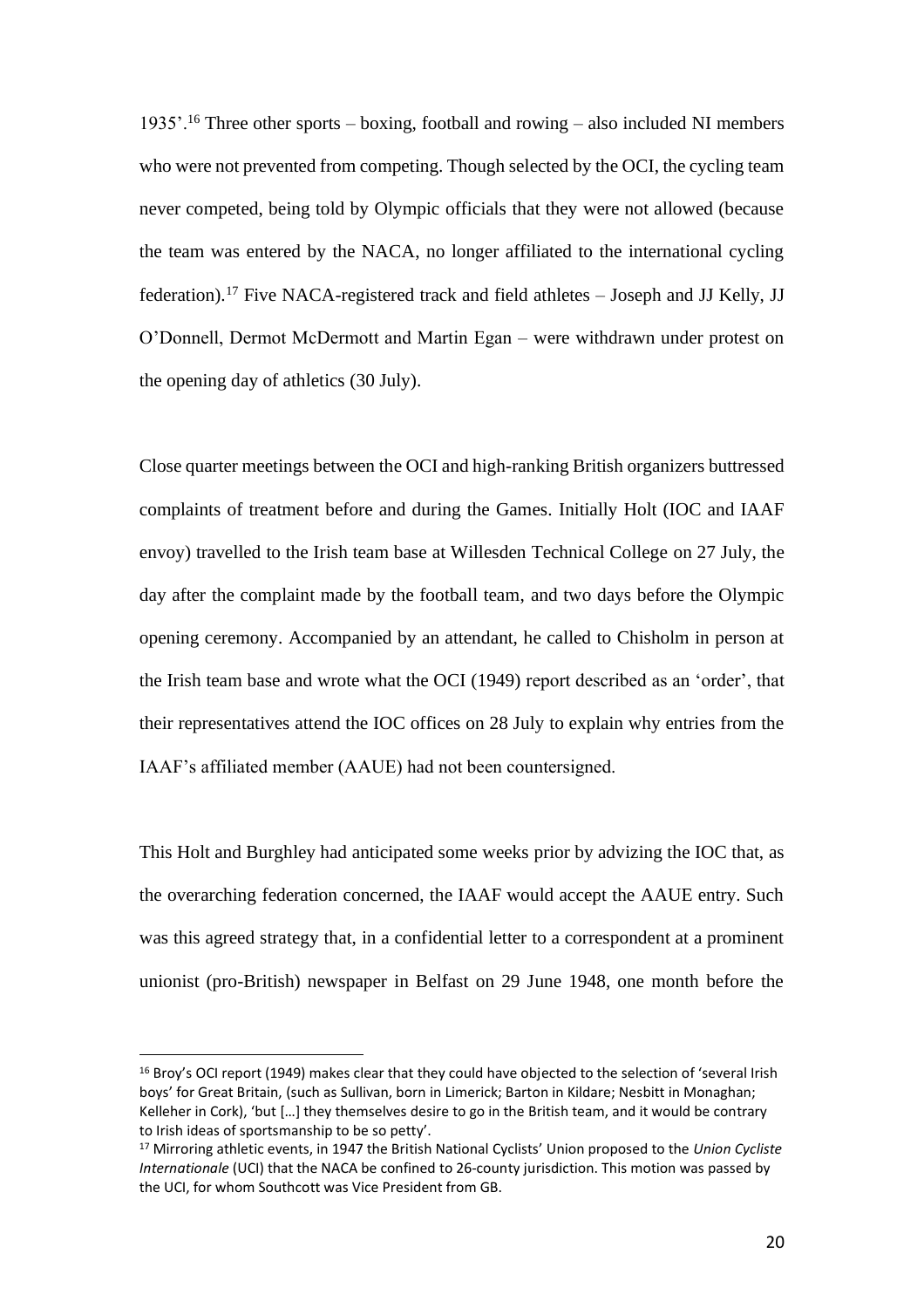1935'.[16] Three other sports – boxing, football and rowing – also included NI members who were not prevented from competing. Though selected by the OCI, the cycling team never competed, being told by Olympic officials that they were not allowed (because the team was entered by the NACA, no longer affiliated to the international cycling federation).[17] Five NACA-registered track and field athletes – Joseph and JJ Kelly, JJ O'Donnell, Dermot McDermott and Martin Egan – were withdrawn under protest on the opening day of athletics (30 July).

Close quarter meetings between the OCI and high-ranking British organizers buttressed complaints of treatment before and during the Games. Initially Holt (IOC and IAAF envoy) travelled to the Irish team base at Willesden Technical College on 27 July, the day after the complaint made by the football team, and two days before the Olympic opening ceremony. Accompanied by an attendant, he called to Chisholm in person at the Irish team base and wrote what the OCI (1949) report described as an 'order', that their representatives attend the IOC offices on 28 July to explain why entries from the IAAF's affiliated member (AAUE) had not been countersigned.

This Holt and Burghley had anticipated some weeks prior by advizing the IOC that, as the overarching federation concerned, the IAAF would accept the AAUE entry. Such was this agreed strategy that, in a confidential letter to a correspondent at a prominent unionist (pro-British) newspaper in Belfast on 29 June 1948, one month before the

---

[16] Broy's OCI report (1949) makes clear that they could have objected to the selection of 'several Irish boys' for Great Britain, (such as Sullivan, born in Limerick; Barton in Kildare; Nesbitt in Monaghan; Kelleher in Cork), 'but […] they themselves desire to go in the British team, and it would be contrary to Irish ideas of sportsmanship to be so petty'.

[17] Mirroring athletic events, in 1947 the British National Cyclists' Union proposed to the *Union Cycliste Internationale* (UCI) that the NACA be confined to 26-county jurisdiction. This motion was passed by the UCI, for whom Southcott was Vice President from GB.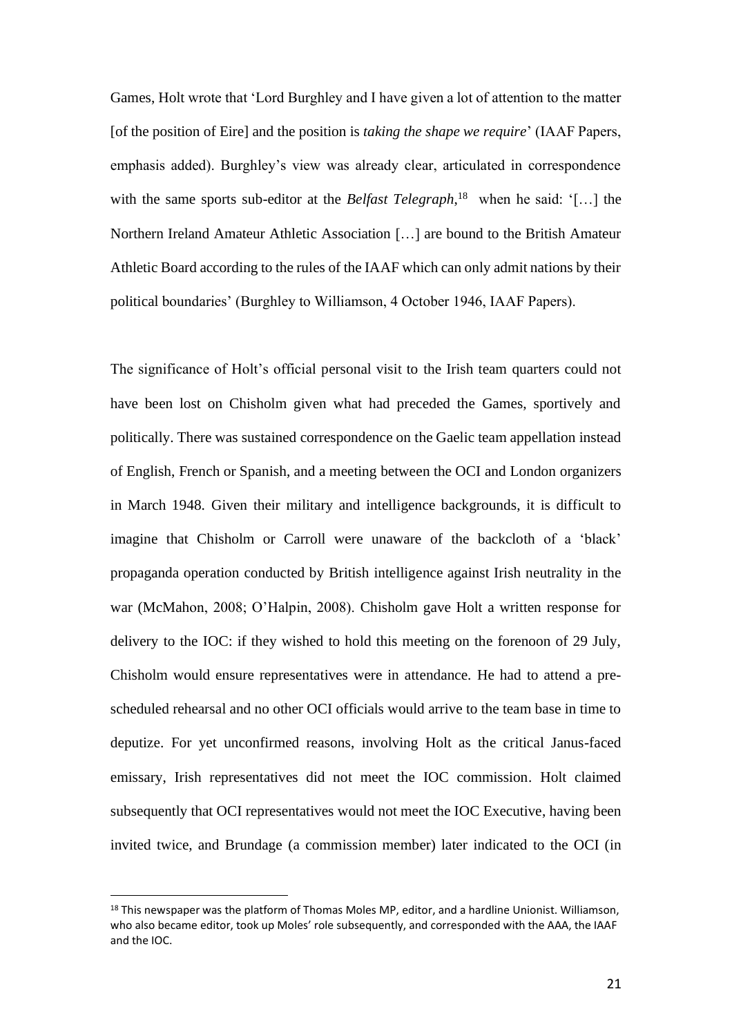Games, Holt wrote that 'Lord Burghley and I have given a lot of attention to the matter [of the position of Eire] and the position is *taking the shape we require*' (IAAF Papers, emphasis added). Burghley's view was already clear, articulated in correspondence with the same sports sub-editor at the *Belfast Telegraph*,[18] when he said: '[…] the Northern Ireland Amateur Athletic Association […] are bound to the British Amateur Athletic Board according to the rules of the IAAF which can only admit nations by their political boundaries' (Burghley to Williamson, 4 October 1946, IAAF Papers).

The significance of Holt's official personal visit to the Irish team quarters could not have been lost on Chisholm given what had preceded the Games, sportively and politically. There was sustained correspondence on the Gaelic team appellation instead of English, French or Spanish, and a meeting between the OCI and London organizers in March 1948. Given their military and intelligence backgrounds, it is difficult to imagine that Chisholm or Carroll were unaware of the backcloth of a 'black' propaganda operation conducted by British intelligence against Irish neutrality in the war (McMahon, 2008; O'Halpin, 2008). Chisholm gave Holt a written response for delivery to the IOC: if they wished to hold this meeting on the forenoon of 29 July, Chisholm would ensure representatives were in attendance. He had to attend a pre-scheduled rehearsal and no other OCI officials would arrive to the team base in time to deputize. For yet unconfirmed reasons, involving Holt as the critical Janus-faced emissary, Irish representatives did not meet the IOC commission. Holt claimed subsequently that OCI representatives would not meet the IOC Executive, having been invited twice, and Brundage (a commission member) later indicated to the OCI (in

[18] This newspaper was the platform of Thomas Moles MP, editor, and a hardline Unionist. Williamson, who also became editor, took up Moles' role subsequently, and corresponded with the AAA, the IAAF and the IOC.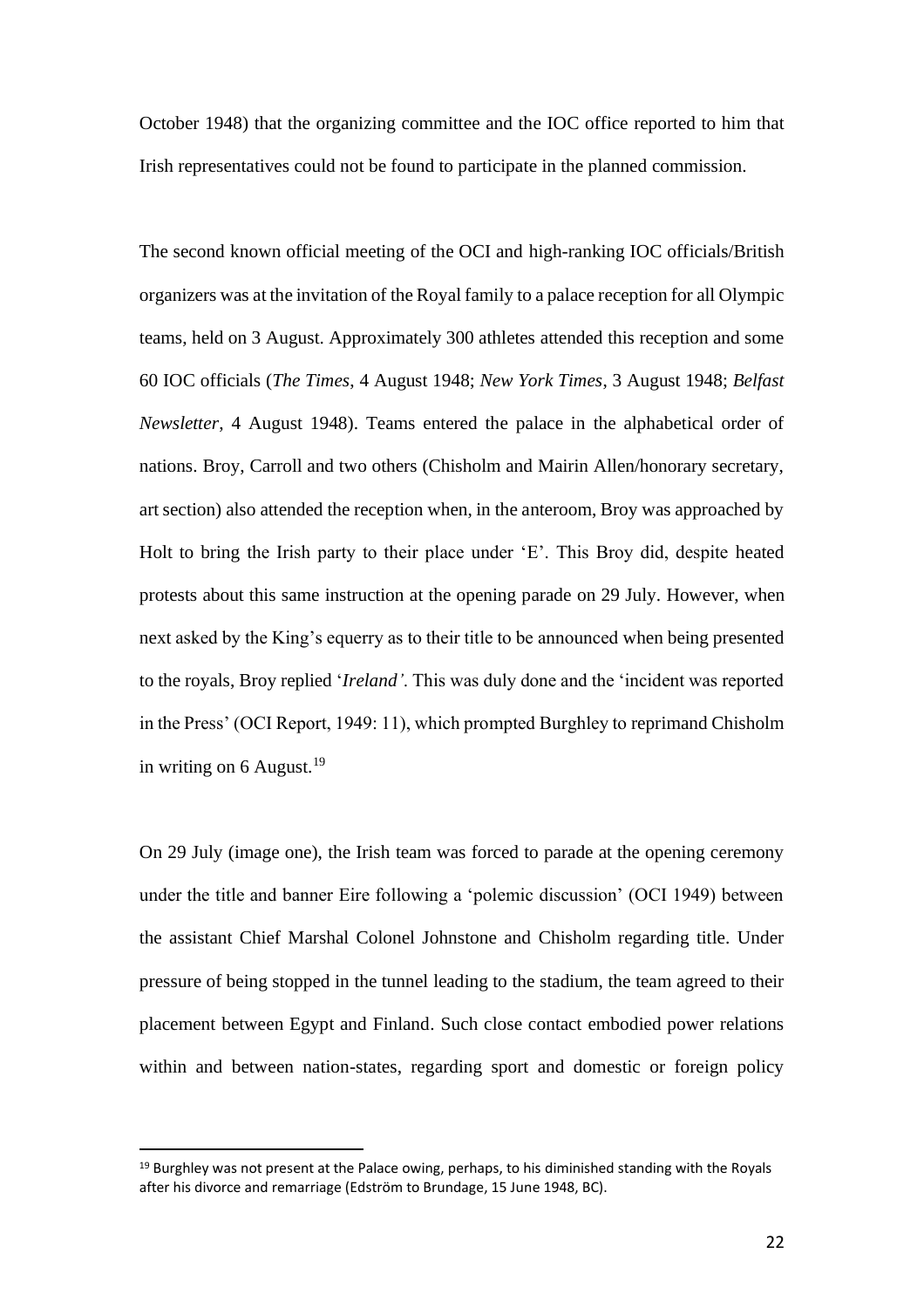October 1948) that the organizing committee and the IOC office reported to him that Irish representatives could not be found to participate in the planned commission.

The second known official meeting of the OCI and high-ranking IOC officials/British organizers was at the invitation of the Royal family to a palace reception for all Olympic teams, held on 3 August. Approximately 300 athletes attended this reception and some 60 IOC officials (*The Times*, 4 August 1948; *New York Times*, 3 August 1948; *Belfast Newsletter*, 4 August 1948). Teams entered the palace in the alphabetical order of nations. Broy, Carroll and two others (Chisholm and Mairin Allen/honorary secretary, art section) also attended the reception when, in the anteroom, Broy was approached by Holt to bring the Irish party to their place under 'E'. This Broy did, despite heated protests about this same instruction at the opening parade on 29 July. However, when next asked by the King's equerry as to their title to be announced when being presented to the royals, Broy replied '*Ireland'*. This was duly done and the 'incident was reported in the Press' (OCI Report, 1949: 11), which prompted Burghley to reprimand Chisholm in writing on 6 August.[19]

On 29 July (image one), the Irish team was forced to parade at the opening ceremony under the title and banner Eire following a 'polemic discussion' (OCI 1949) between the assistant Chief Marshal Colonel Johnstone and Chisholm regarding title. Under pressure of being stopped in the tunnel leading to the stadium, the team agreed to their placement between Egypt and Finland. Such close contact embodied power relations within and between nation-states, regarding sport and domestic or foreign policy

[19] Burghley was not present at the Palace owing, perhaps, to his diminished standing with the Royals after his divorce and remarriage (Edström to Brundage, 15 June 1948, BC).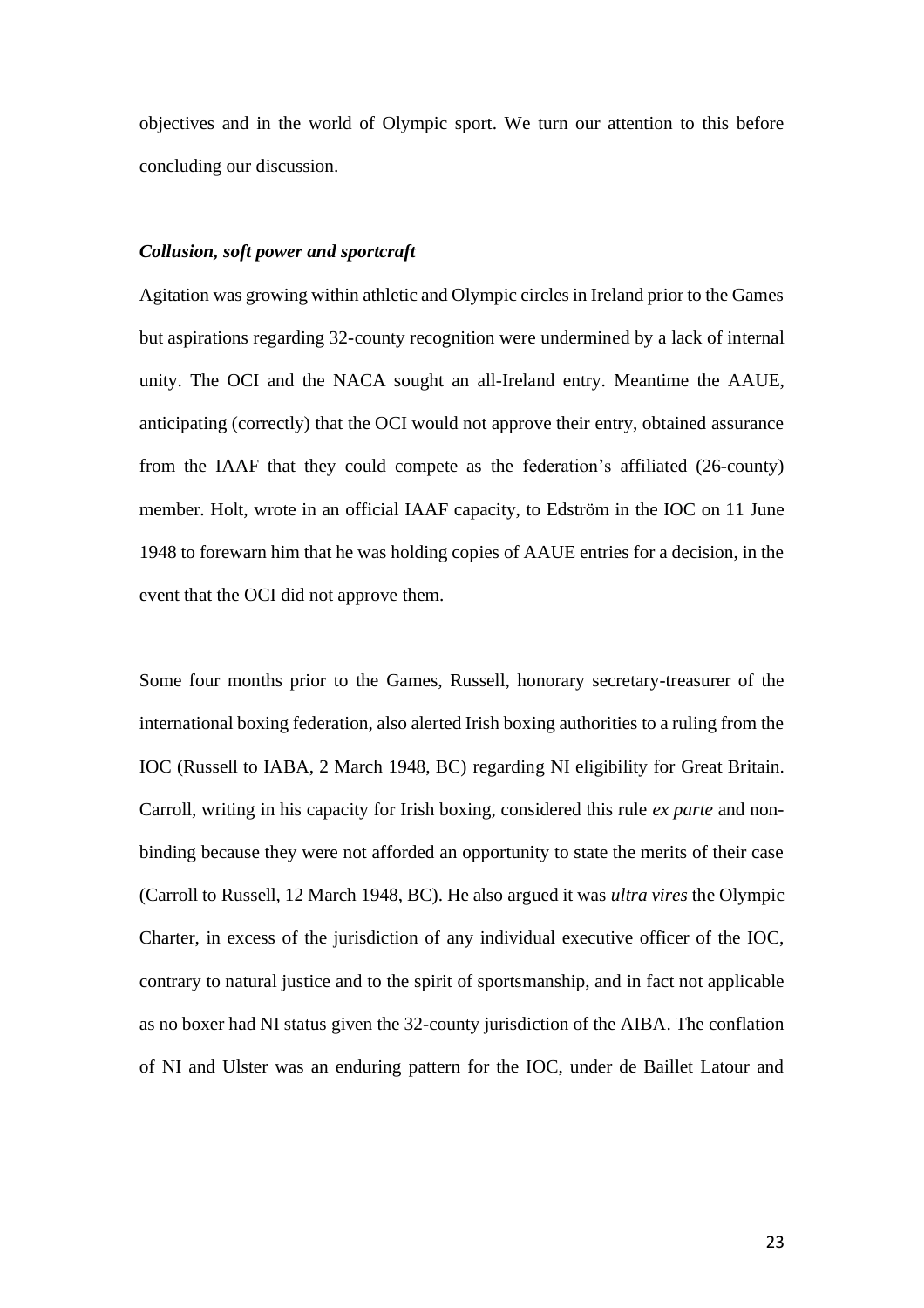objectives and in the world of Olympic sport. We turn our attention to this before concluding our discussion.

### *Collusion, soft power and sportcraft*

Agitation was growing within athletic and Olympic circles in Ireland prior to the Games but aspirations regarding 32-county recognition were undermined by a lack of internal unity. The OCI and the NACA sought an all-Ireland entry. Meantime the AAUE, anticipating (correctly) that the OCI would not approve their entry, obtained assurance from the IAAF that they could compete as the federation's affiliated (26-county) member. Holt, wrote in an official IAAF capacity, to Edström in the IOC on 11 June 1948 to forewarn him that he was holding copies of AAUE entries for a decision, in the event that the OCI did not approve them.

Some four months prior to the Games, Russell, honorary secretary-treasurer of the international boxing federation, also alerted Irish boxing authorities to a ruling from the IOC (Russell to IABA, 2 March 1948, BC) regarding NI eligibility for Great Britain. Carroll, writing in his capacity for Irish boxing, considered this rule *ex parte* and non-binding because they were not afforded an opportunity to state the merits of their case (Carroll to Russell, 12 March 1948, BC). He also argued it was *ultra vires* the Olympic Charter, in excess of the jurisdiction of any individual executive officer of the IOC, contrary to natural justice and to the spirit of sportsmanship, and in fact not applicable as no boxer had NI status given the 32-county jurisdiction of the AIBA. The conflation of NI and Ulster was an enduring pattern for the IOC, under de Baillet Latour and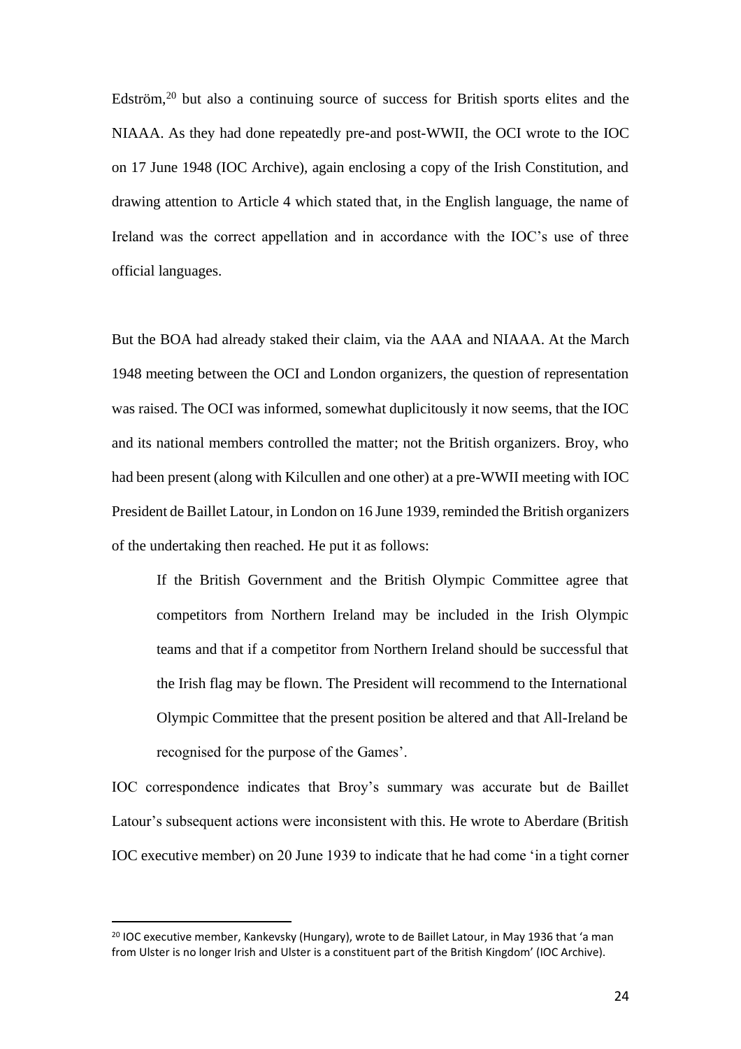Edström,[20] but also a continuing source of success for British sports elites and the NIAAA. As they had done repeatedly pre-and post-WWII, the OCI wrote to the IOC on 17 June 1948 (IOC Archive), again enclosing a copy of the Irish Constitution, and drawing attention to Article 4 which stated that, in the English language, the name of Ireland was the correct appellation and in accordance with the IOC's use of three official languages.

But the BOA had already staked their claim, via the AAA and NIAAA. At the March 1948 meeting between the OCI and London organizers, the question of representation was raised. The OCI was informed, somewhat duplicitously it now seems, that the IOC and its national members controlled the matter; not the British organizers. Broy, who had been present (along with Kilcullen and one other) at a pre-WWII meeting with IOC President de Baillet Latour, in London on 16 June 1939, reminded the British organizers of the undertaking then reached. He put it as follows:

> If the British Government and the British Olympic Committee agree that competitors from Northern Ireland may be included in the Irish Olympic teams and that if a competitor from Northern Ireland should be successful that the Irish flag may be flown. The President will recommend to the International Olympic Committee that the present position be altered and that All-Ireland be recognised for the purpose of the Games'.

IOC correspondence indicates that Broy's summary was accurate but de Baillet Latour's subsequent actions were inconsistent with this. He wrote to Aberdare (British IOC executive member) on 20 June 1939 to indicate that he had come 'in a tight corner

---

[20] IOC executive member, Kankevsky (Hungary), wrote to de Baillet Latour, in May 1936 that 'a man from Ulster is no longer Irish and Ulster is a constituent part of the British Kingdom' (IOC Archive).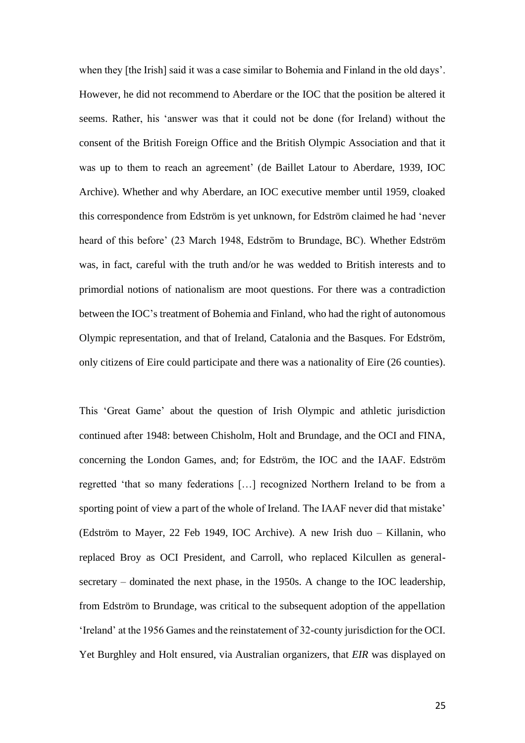when they [the Irish] said it was a case similar to Bohemia and Finland in the old days'. However, he did not recommend to Aberdare or the IOC that the position be altered it seems. Rather, his 'answer was that it could not be done (for Ireland) without the consent of the British Foreign Office and the British Olympic Association and that it was up to them to reach an agreement' (de Baillet Latour to Aberdare, 1939, IOC Archive). Whether and why Aberdare, an IOC executive member until 1959, cloaked this correspondence from Edström is yet unknown, for Edström claimed he had 'never heard of this before' (23 March 1948, Edström to Brundage, BC). Whether Edström was, in fact, careful with the truth and/or he was wedded to British interests and to primordial notions of nationalism are moot questions. For there was a contradiction between the IOC's treatment of Bohemia and Finland, who had the right of autonomous Olympic representation, and that of Ireland, Catalonia and the Basques. For Edström, only citizens of Eire could participate and there was a nationality of Eire (26 counties).

This 'Great Game' about the question of Irish Olympic and athletic jurisdiction continued after 1948: between Chisholm, Holt and Brundage, and the OCI and FINA, concerning the London Games, and; for Edström, the IOC and the IAAF. Edström regretted 'that so many federations […] recognized Northern Ireland to be from a sporting point of view a part of the whole of Ireland. The IAAF never did that mistake' (Edström to Mayer, 22 Feb 1949, IOC Archive). A new Irish duo – Killanin, who replaced Broy as OCI President, and Carroll, who replaced Kilcullen as general-secretary – dominated the next phase, in the 1950s. A change to the IOC leadership, from Edström to Brundage, was critical to the subsequent adoption of the appellation 'Ireland' at the 1956 Games and the reinstatement of 32-county jurisdiction for the OCI. Yet Burghley and Holt ensured, via Australian organizers, that *EIR* was displayed on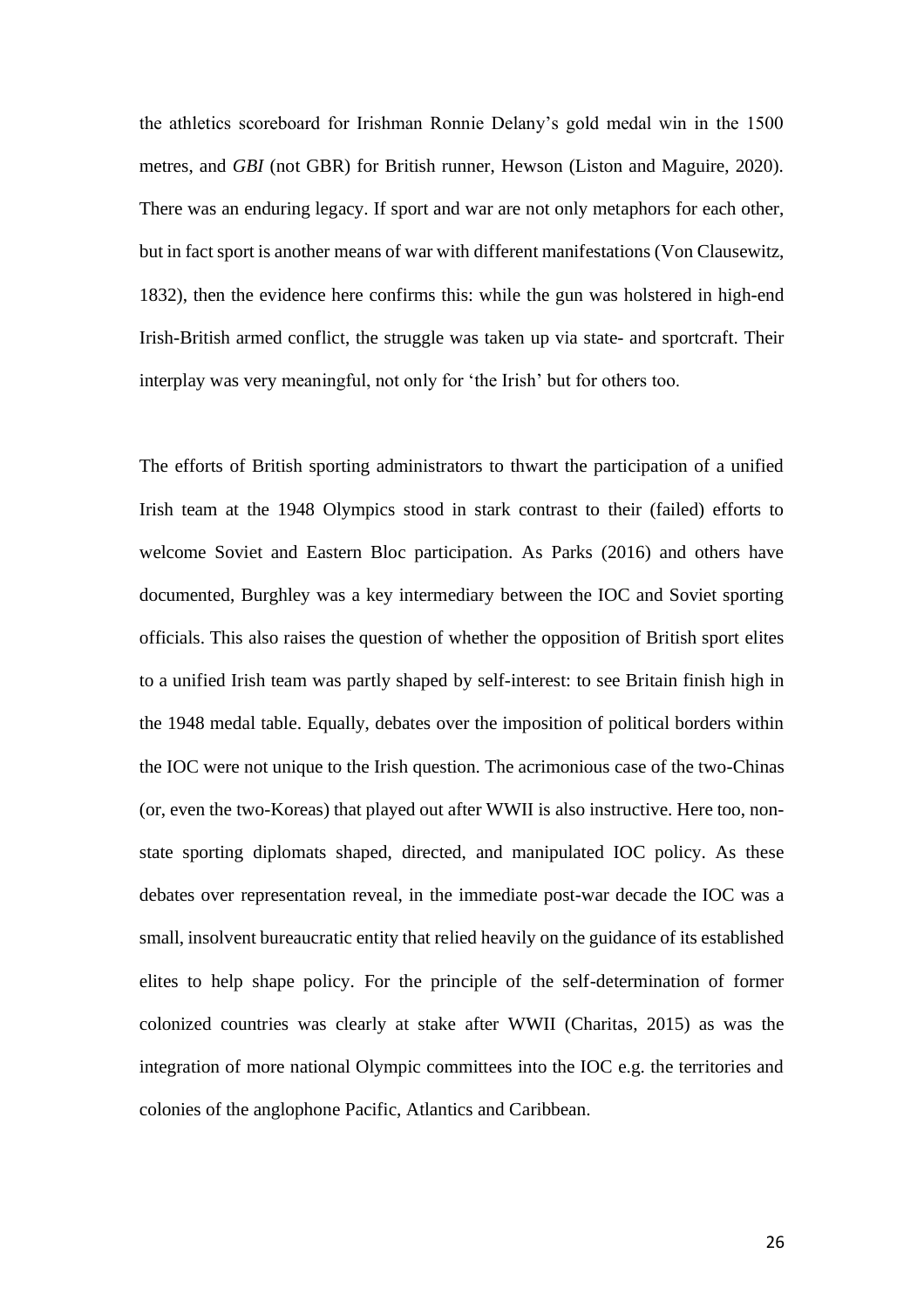the athletics scoreboard for Irishman Ronnie Delany's gold medal win in the 1500 metres, and *GBI* (not GBR) for British runner, Hewson (Liston and Maguire, 2020). There was an enduring legacy. If sport and war are not only metaphors for each other, but in fact sport is another means of war with different manifestations (Von Clausewitz, 1832), then the evidence here confirms this: while the gun was holstered in high-end Irish-British armed conflict, the struggle was taken up via state- and sportcraft. Their interplay was very meaningful, not only for 'the Irish' but for others too.

The efforts of British sporting administrators to thwart the participation of a unified Irish team at the 1948 Olympics stood in stark contrast to their (failed) efforts to welcome Soviet and Eastern Bloc participation. As Parks (2016) and others have documented, Burghley was a key intermediary between the IOC and Soviet sporting officials. This also raises the question of whether the opposition of British sport elites to a unified Irish team was partly shaped by self-interest: to see Britain finish high in the 1948 medal table. Equally, debates over the imposition of political borders within the IOC were not unique to the Irish question. The acrimonious case of the two-Chinas (or, even the two-Koreas) that played out after WWII is also instructive. Here too, non-state sporting diplomats shaped, directed, and manipulated IOC policy. As these debates over representation reveal, in the immediate post-war decade the IOC was a small, insolvent bureaucratic entity that relied heavily on the guidance of its established elites to help shape policy. For the principle of the self-determination of former colonized countries was clearly at stake after WWII (Charitas, 2015) as was the integration of more national Olympic committees into the IOC e.g. the territories and colonies of the anglophone Pacific, Atlantics and Caribbean.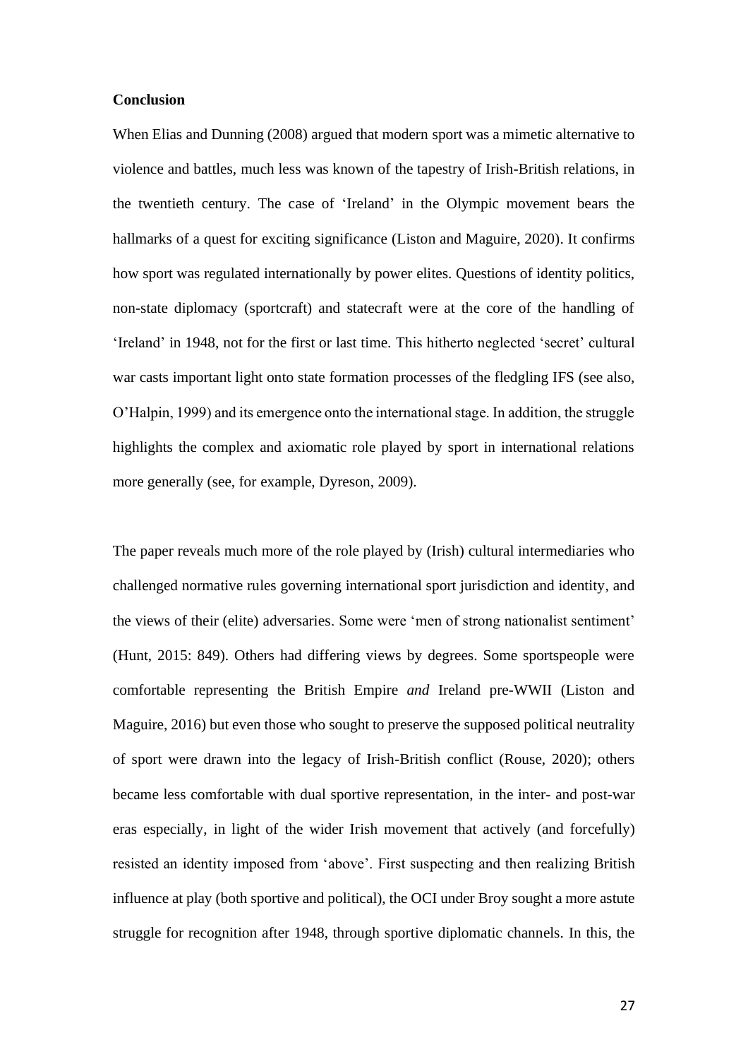## Conclusion

When Elias and Dunning (2008) argued that modern sport was a mimetic alternative to violence and battles, much less was known of the tapestry of Irish-British relations, in the twentieth century. The case of 'Ireland' in the Olympic movement bears the hallmarks of a quest for exciting significance (Liston and Maguire, 2020). It confirms how sport was regulated internationally by power elites. Questions of identity politics, non-state diplomacy (sportcraft) and statecraft were at the core of the handling of 'Ireland' in 1948, not for the first or last time. This hitherto neglected 'secret' cultural war casts important light onto state formation processes of the fledgling IFS (see also, O'Halpin, 1999) and its emergence onto the international stage. In addition, the struggle highlights the complex and axiomatic role played by sport in international relations more generally (see, for example, Dyreson, 2009).

The paper reveals much more of the role played by (Irish) cultural intermediaries who challenged normative rules governing international sport jurisdiction and identity, and the views of their (elite) adversaries. Some were 'men of strong nationalist sentiment' (Hunt, 2015: 849). Others had differing views by degrees. Some sportspeople were comfortable representing the British Empire *and* Ireland pre-WWII (Liston and Maguire, 2016) but even those who sought to preserve the supposed political neutrality of sport were drawn into the legacy of Irish-British conflict (Rouse, 2020); others became less comfortable with dual sportive representation, in the inter- and post-war eras especially, in light of the wider Irish movement that actively (and forcefully) resisted an identity imposed from 'above'. First suspecting and then realizing British influence at play (both sportive and political), the OCI under Broy sought a more astute struggle for recognition after 1948, through sportive diplomatic channels. In this, the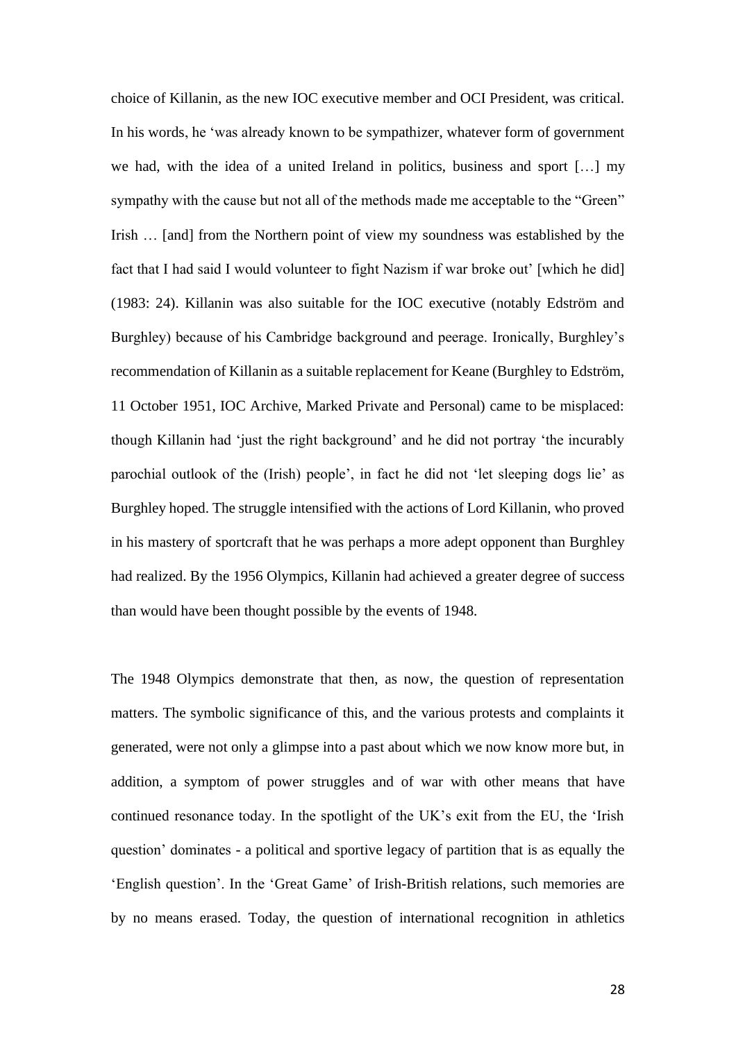choice of Killanin, as the new IOC executive member and OCI President, was critical. In his words, he 'was already known to be sympathizer, whatever form of government we had, with the idea of a united Ireland in politics, business and sport […] my sympathy with the cause but not all of the methods made me acceptable to the "Green" Irish … [and] from the Northern point of view my soundness was established by the fact that I had said I would volunteer to fight Nazism if war broke out' [which he did] (1983: 24). Killanin was also suitable for the IOC executive (notably Edström and Burghley) because of his Cambridge background and peerage. Ironically, Burghley's recommendation of Killanin as a suitable replacement for Keane (Burghley to Edström, 11 October 1951, IOC Archive, Marked Private and Personal) came to be misplaced: though Killanin had 'just the right background' and he did not portray 'the incurably parochial outlook of the (Irish) people', in fact he did not 'let sleeping dogs lie' as Burghley hoped. The struggle intensified with the actions of Lord Killanin, who proved in his mastery of sportcraft that he was perhaps a more adept opponent than Burghley had realized. By the 1956 Olympics, Killanin had achieved a greater degree of success than would have been thought possible by the events of 1948.

The 1948 Olympics demonstrate that then, as now, the question of representation matters. The symbolic significance of this, and the various protests and complaints it generated, were not only a glimpse into a past about which we now know more but, in addition, a symptom of power struggles and of war with other means that have continued resonance today. In the spotlight of the UK's exit from the EU, the 'Irish question' dominates - a political and sportive legacy of partition that is as equally the 'English question'. In the 'Great Game' of Irish-British relations, such memories are by no means erased. Today, the question of international recognition in athletics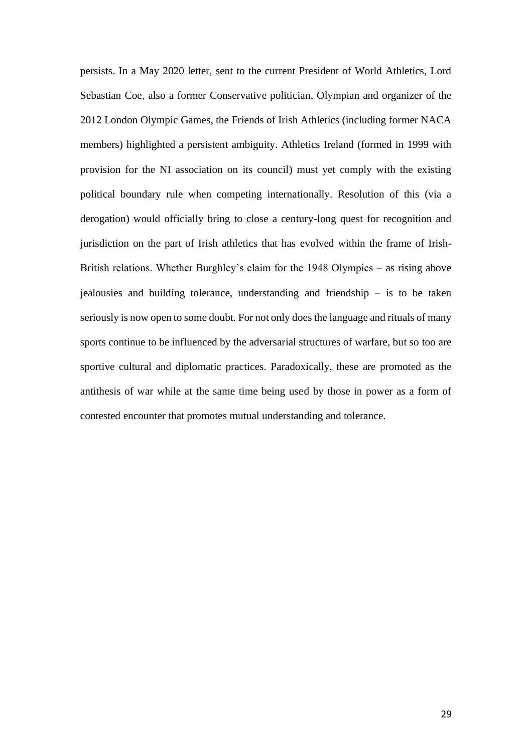persists. In a May 2020 letter, sent to the current President of World Athletics, Lord Sebastian Coe, also a former Conservative politician, Olympian and organizer of the 2012 London Olympic Games, the Friends of Irish Athletics (including former NACA members) highlighted a persistent ambiguity. Athletics Ireland (formed in 1999 with provision for the NI association on its council) must yet comply with the existing political boundary rule when competing internationally. Resolution of this (via a derogation) would officially bring to close a century-long quest for recognition and jurisdiction on the part of Irish athletics that has evolved within the frame of Irish-British relations. Whether Burghley's claim for the 1948 Olympics – as rising above jealousies and building tolerance, understanding and friendship – is to be taken seriously is now open to some doubt. For not only does the language and rituals of many sports continue to be influenced by the adversarial structures of warfare, but so too are sportive cultural and diplomatic practices. Paradoxically, these are promoted as the antithesis of war while at the same time being used by those in power as a form of contested encounter that promotes mutual understanding and tolerance.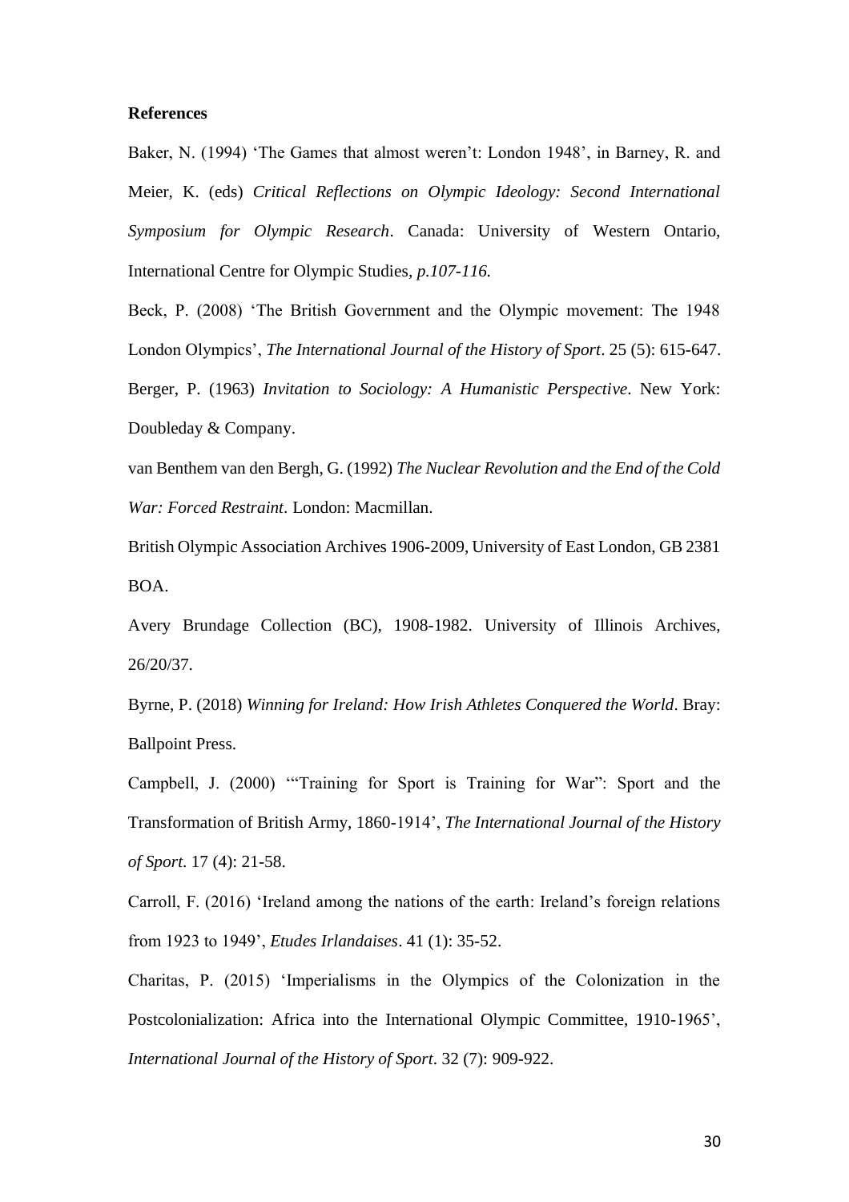**References**

Baker, N. (1994) 'The Games that almost weren't: London 1948', in Barney, R. and Meier, K. (eds) *Critical Reflections on Olympic Ideology: Second International Symposium for Olympic Research*. Canada: University of Western Ontario, International Centre for Olympic Studies, *p.107-116.*

Beck, P. (2008) 'The British Government and the Olympic movement: The 1948 London Olympics', *The International Journal of the History of Sport*. 25 (5): 615-647.

Berger, P. (1963) *Invitation to Sociology: A Humanistic Perspective*. New York: Doubleday & Company.

van Benthem van den Bergh, G. (1992) *The Nuclear Revolution and the End of the Cold War: Forced Restraint*. London: Macmillan.

British Olympic Association Archives 1906-2009, University of East London, GB 2381 BOA.

Avery Brundage Collection (BC), 1908-1982. University of Illinois Archives, 26/20/37.

Byrne, P. (2018) *Winning for Ireland: How Irish Athletes Conquered the World*. Bray: Ballpoint Press.

Campbell, J. (2000) '"Training for Sport is Training for War": Sport and the Transformation of British Army, 1860-1914', *The International Journal of the History of Sport*. 17 (4): 21-58.

Carroll, F. (2016) 'Ireland among the nations of the earth: Ireland's foreign relations from 1923 to 1949', *Etudes Irlandaises*. 41 (1): 35-52.

Charitas, P. (2015) 'Imperialisms in the Olympics of the Colonization in the Postcolonialization: Africa into the International Olympic Committee, 1910-1965', *International Journal of the History of Sport*. 32 (7): 909-922.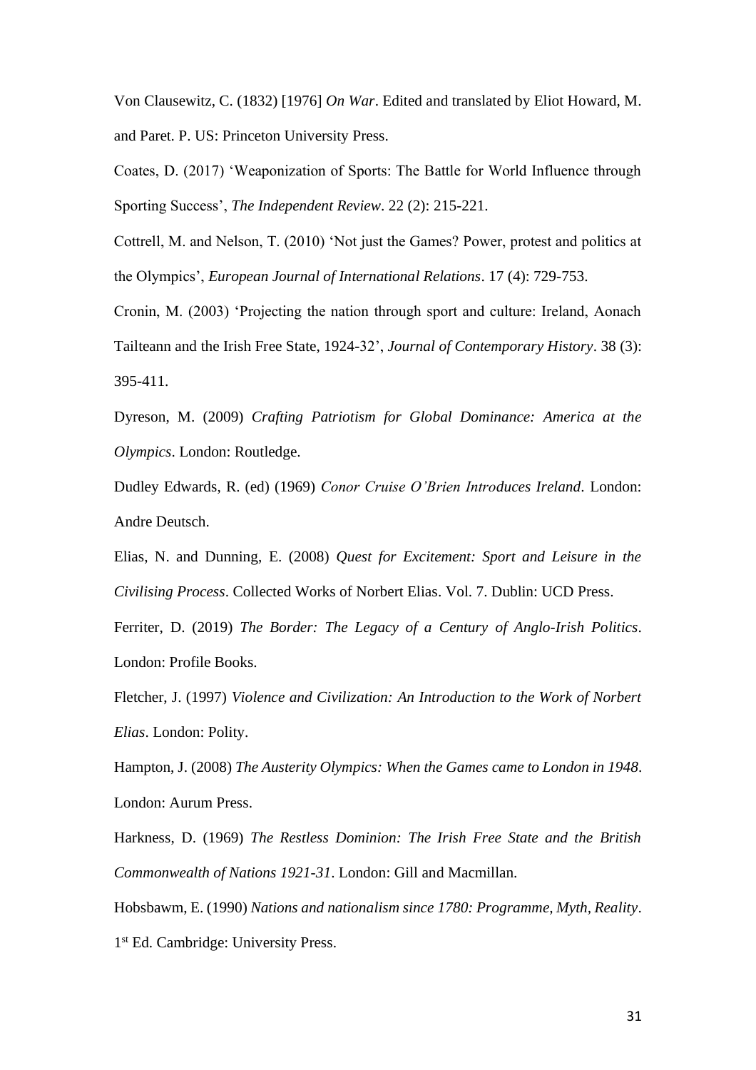Von Clausewitz, C. (1832) [1976] *On War*. Edited and translated by Eliot Howard, M. and Paret. P. US: Princeton University Press.

Coates, D. (2017) 'Weaponization of Sports: The Battle for World Influence through Sporting Success', *The Independent Review*. 22 (2): 215-221.

Cottrell, M. and Nelson, T. (2010) 'Not just the Games? Power, protest and politics at the Olympics', *European Journal of International Relations*. 17 (4): 729-753.

Cronin, M. (2003) 'Projecting the nation through sport and culture: Ireland, Aonach Tailteann and the Irish Free State, 1924-32', *Journal of Contemporary History*. 38 (3): 395-411.

Dyreson, M. (2009) *Crafting Patriotism for Global Dominance: America at the Olympics*. London: Routledge.

Dudley Edwards, R. (ed) (1969) *Conor Cruise O'Brien Introduces Ireland*. London: Andre Deutsch.

Elias, N. and Dunning, E. (2008) *Quest for Excitement: Sport and Leisure in the Civilising Process*. Collected Works of Norbert Elias. Vol. 7. Dublin: UCD Press.

Ferriter, D. (2019) *The Border: The Legacy of a Century of Anglo-Irish Politics*. London: Profile Books.

Fletcher, J. (1997) *Violence and Civilization: An Introduction to the Work of Norbert Elias*. London: Polity.

Hampton, J. (2008) *The Austerity Olympics: When the Games came to London in 1948*. London: Aurum Press.

Harkness, D. (1969) *The Restless Dominion: The Irish Free State and the British Commonwealth of Nations 1921-31*. London: Gill and Macmillan.

Hobsbawm, E. (1990) *Nations and nationalism since 1780: Programme, Myth, Reality*. 1st Ed. Cambridge: University Press.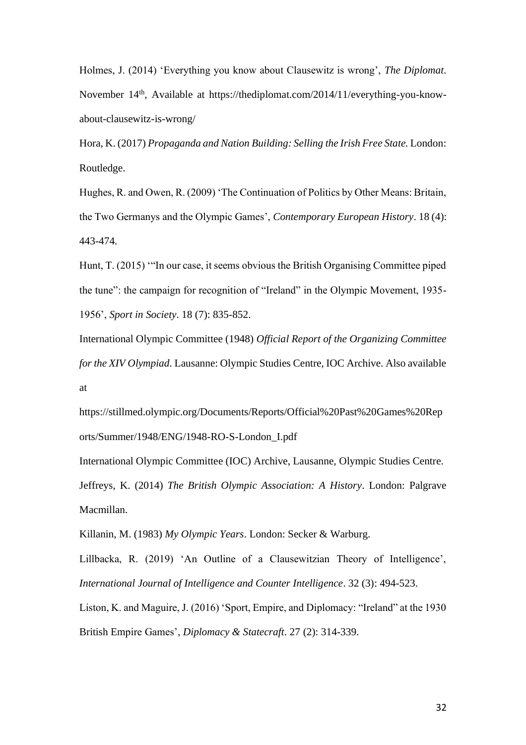Holmes, J. (2014) 'Everything you know about Clausewitz is wrong', *The Diplomat*. November 14th, Available at https://thediplomat.com/2014/11/everything-you-know-about-clausewitz-is-wrong/

Hora, K. (2017) *Propaganda and Nation Building: Selling the Irish Free State.* London: Routledge.

Hughes, R. and Owen, R. (2009) 'The Continuation of Politics by Other Means: Britain, the Two Germanys and the Olympic Games', *Contemporary European History*. 18 (4): 443-474.

Hunt, T. (2015) '"In our case, it seems obvious the British Organising Committee piped the tune": the campaign for recognition of "Ireland" in the Olympic Movement, 1935-1956', *Sport in Society*. 18 (7): 835-852.

International Olympic Committee (1948) *Official Report of the Organizing Committee for the XIV Olympiad*. Lausanne: Olympic Studies Centre, IOC Archive. Also available at

https://stillmed.olympic.org/Documents/Reports/Official%20Past%20Games%20Reports/Summer/1948/ENG/1948-RO-S-London_I.pdf

International Olympic Committee (IOC) Archive, Lausanne, Olympic Studies Centre.

Jeffreys, K. (2014) *The British Olympic Association: A History*. London: Palgrave Macmillan.

Killanin, M. (1983) *My Olympic Years*. London: Secker & Warburg.

Lillbacka, R. (2019) 'An Outline of a Clausewitzian Theory of Intelligence', *International Journal of Intelligence and Counter Intelligence*. 32 (3): 494-523.

Liston, K. and Maguire, J. (2016) 'Sport, Empire, and Diplomacy: "Ireland" at the 1930 British Empire Games', *Diplomacy & Statecraft*. 27 (2): 314-339.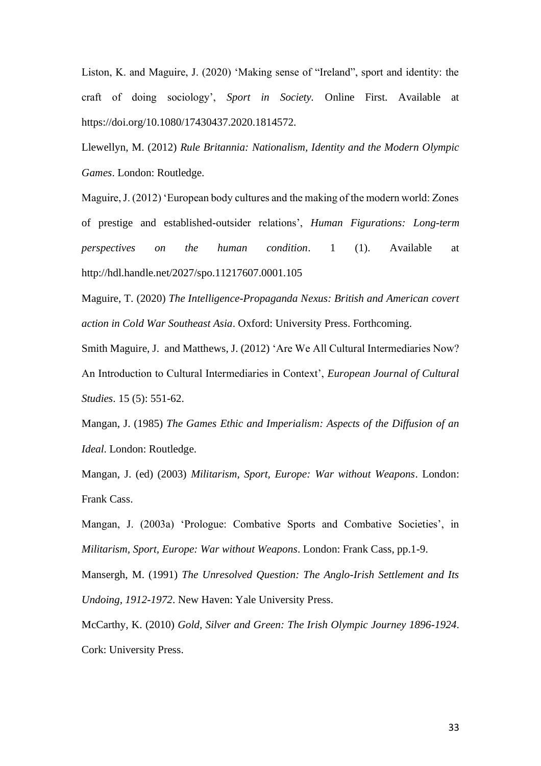Liston, K. and Maguire, J. (2020) 'Making sense of "Ireland", sport and identity: the craft of doing sociology', *Sport in Society*. Online First. Available at https://doi.org/10.1080/17430437.2020.1814572.

Llewellyn, M. (2012) *Rule Britannia: Nationalism, Identity and the Modern Olympic Games*. London: Routledge.

Maguire, J. (2012) 'European body cultures and the making of the modern world: Zones of prestige and established-outsider relations', *Human Figurations: Long-term perspectives on the human condition*. 1 (1). Available at http://hdl.handle.net/2027/spo.11217607.0001.105

Maguire, T. (2020) *The Intelligence-Propaganda Nexus: British and American covert action in Cold War Southeast Asia*. Oxford: University Press. Forthcoming.

Smith Maguire, J. and Matthews, J. (2012) 'Are We All Cultural Intermediaries Now? An Introduction to Cultural Intermediaries in Context', *European Journal of Cultural Studies*. 15 (5): 551-62.

Mangan, J. (1985) *The Games Ethic and Imperialism: Aspects of the Diffusion of an Ideal*. London: Routledge.

Mangan, J. (ed) (2003) *Militarism, Sport, Europe: War without Weapons*. London: Frank Cass.

Mangan, J. (2003a) 'Prologue: Combative Sports and Combative Societies', in *Militarism, Sport, Europe: War without Weapons*. London: Frank Cass, pp.1-9.

Mansergh, M. (1991) *The Unresolved Question: The Anglo-Irish Settlement and Its Undoing, 1912-1972*. New Haven: Yale University Press.

McCarthy, K. (2010) *Gold, Silver and Green: The Irish Olympic Journey 1896-1924*. Cork: University Press.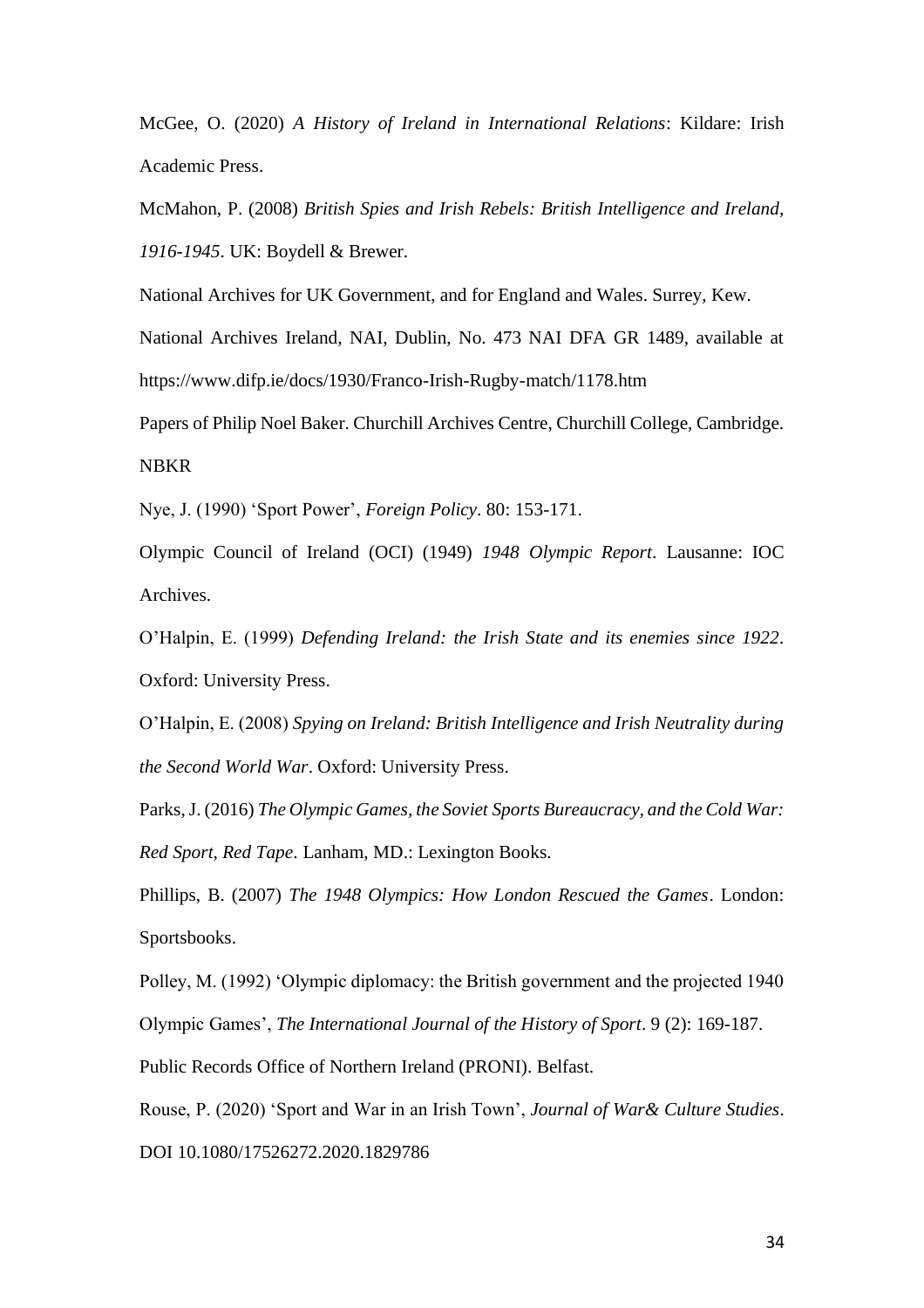McGee, O. (2020) *A History of Ireland in International Relations*: Kildare: Irish Academic Press.

McMahon, P. (2008) *British Spies and Irish Rebels: British Intelligence and Ireland, 1916-1945*. UK: Boydell & Brewer.

National Archives for UK Government, and for England and Wales. Surrey, Kew.

National Archives Ireland, NAI, Dublin, No. 473 NAI DFA GR 1489, available at https://www.difp.ie/docs/1930/Franco-Irish-Rugby-match/1178.htm

Papers of Philip Noel Baker. Churchill Archives Centre, Churchill College, Cambridge. NBKR

Nye, J. (1990) 'Sport Power', *Foreign Policy*. 80: 153-171.

Olympic Council of Ireland (OCI) (1949) *1948 Olympic Report*. Lausanne: IOC Archives.

O'Halpin, E. (1999) *Defending Ireland: the Irish State and its enemies since 1922*. Oxford: University Press.

O'Halpin, E. (2008) *Spying on Ireland: British Intelligence and Irish Neutrality during the Second World War*. Oxford: University Press.

Parks, J. (2016) *The Olympic Games, the Soviet Sports Bureaucracy, and the Cold War: Red Sport, Red Tape*. Lanham, MD.: Lexington Books.

Phillips, B. (2007) *The 1948 Olympics: How London Rescued the Games*. London: Sportsbooks.

Polley, M. (1992) 'Olympic diplomacy: the British government and the projected 1940 Olympic Games', *The International Journal of the History of Sport*. 9 (2): 169-187.

Public Records Office of Northern Ireland (PRONI). Belfast.

Rouse, P. (2020) 'Sport and War in an Irish Town', *Journal of War& Culture Studies*. DOI 10.1080/17526272.2020.1829786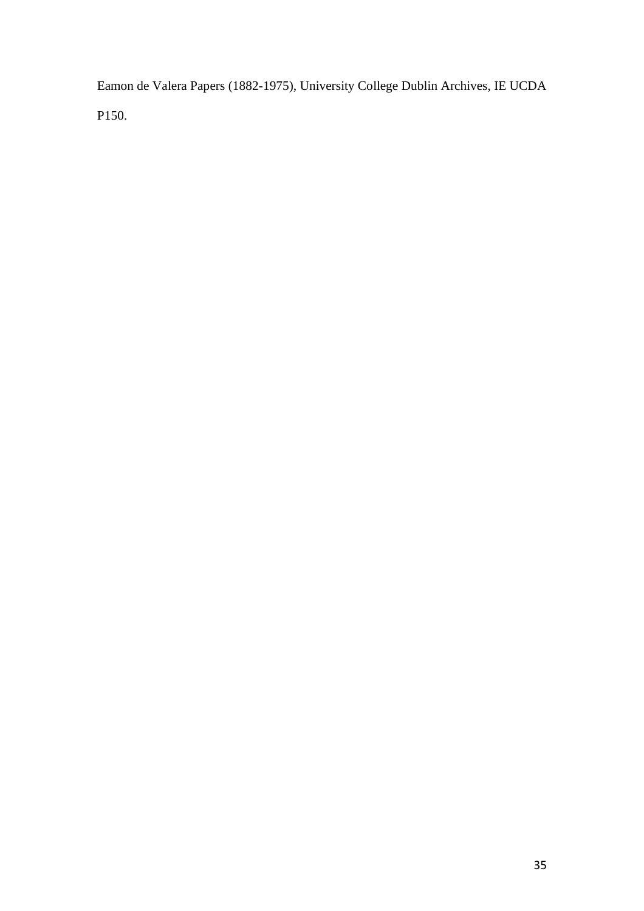Eamon de Valera Papers (1882-1975), University College Dublin Archives, IE UCDA P150.